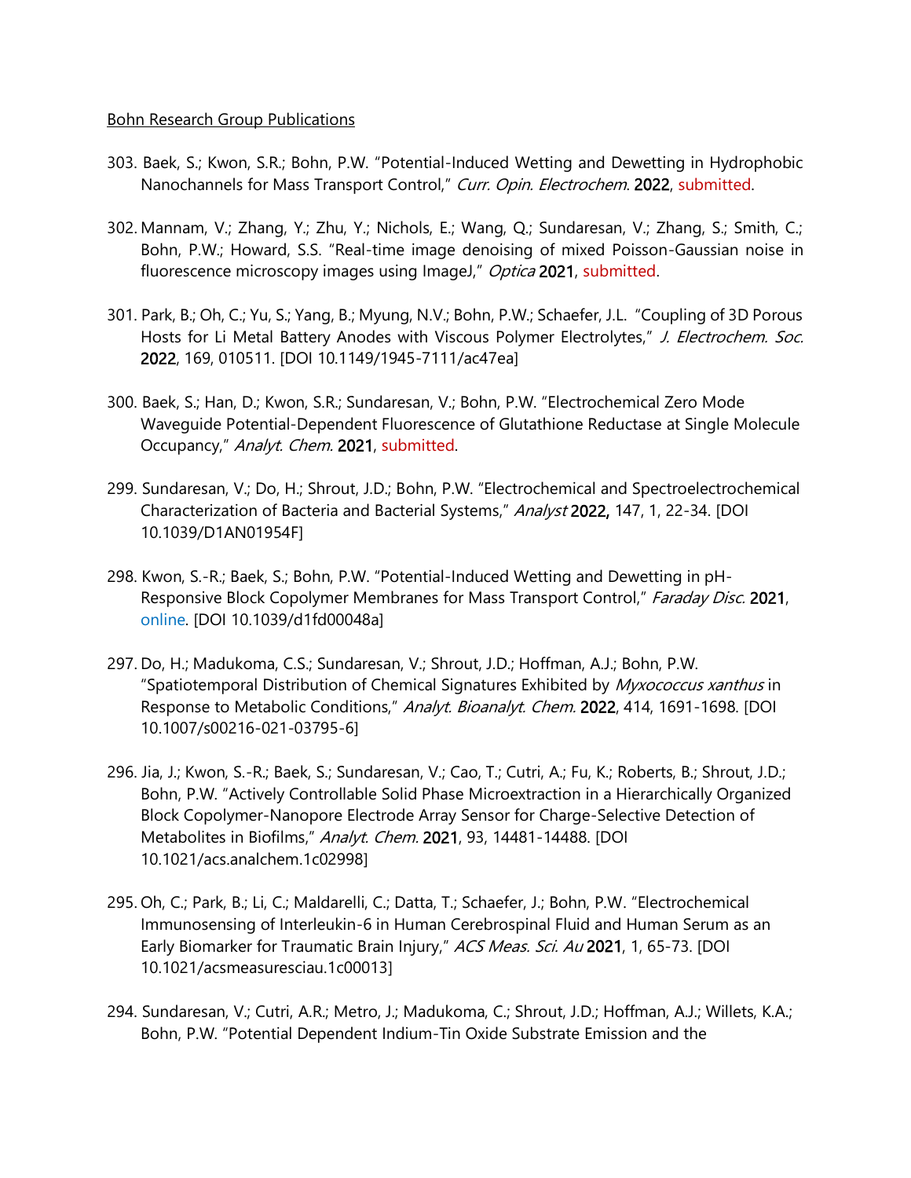Bohn Research Group Publications

303. Baek, S.; Kwon, S.R.; Bohn, P.W. "Potential-Induced Wetting and Dewetting in Hydrophobic Nanochannels for Mass Transport Control," *Curr. Opin. Electrochem.* **2022**, submitted.

302. Mannam, V.; Zhang, Y.; Zhu, Y.; Nichols, E.; Wang, Q.; Sundaresan, V.; Zhang, S.; Smith, C.; Bohn, P.W.; Howard, S.S. "Real-time image denoising of mixed Poisson-Gaussian noise in fluorescence microscopy images using ImageJ," *Optica* **2021**, submitted.

301. Park, B.; Oh, C.; Yu, S.; Yang, B.; Myung, N.V.; Bohn, P.W.; Schaefer, J.L. "Coupling of 3D Porous Hosts for Li Metal Battery Anodes with Viscous Polymer Electrolytes," *J. Electrochem. Soc.* **2022**, 169, 010511. [DOI 10.1149/1945-7111/ac47ea]

300. Baek, S.; Han, D.; Kwon, S.R.; Sundaresan, V.; Bohn, P.W. "Electrochemical Zero Mode Waveguide Potential-Dependent Fluorescence of Glutathione Reductase at Single Molecule Occupancy," *Analyt. Chem.* **2021**, submitted.

299. Sundaresan, V.; Do, H.; Shrout, J.D.; Bohn, P.W. "Electrochemical and Spectroelectrochemical Characterization of Bacteria and Bacterial Systems," *Analyst* **2022,** 147, 1, 22-34. [DOI 10.1039/D1AN01954F]

298. Kwon, S.-R.; Baek, S.; Bohn, P.W. "Potential-Induced Wetting and Dewetting in pH-Responsive Block Copolymer Membranes for Mass Transport Control," *Faraday Disc.* **2021**, online. [DOI 10.1039/d1fd00048a]

297. Do, H.; Madukoma, C.S.; Sundaresan, V.; Shrout, J.D.; Hoffman, A.J.; Bohn, P.W. "Spatiotemporal Distribution of Chemical Signatures Exhibited by *Myxococcus xanthus* in Response to Metabolic Conditions," *Analyt. Bioanalyt. Chem.* **2022**, 414, 1691-1698. [DOI 10.1007/s00216-021-03795-6]

296. Jia, J.; Kwon, S.-R.; Baek, S.; Sundaresan, V.; Cao, T.; Cutri, A.; Fu, K.; Roberts, B.; Shrout, J.D.; Bohn, P.W. "Actively Controllable Solid Phase Microextraction in a Hierarchically Organized Block Copolymer-Nanopore Electrode Array Sensor for Charge-Selective Detection of Metabolites in Biofilms," *Analyt. Chem.* **2021**, 93, 14481-14488. [DOI 10.1021/acs.analchem.1c02998]

295. Oh, C.; Park, B.; Li, C.; Maldarelli, C.; Datta, T.; Schaefer, J.; Bohn, P.W. "Electrochemical Immunosensing of Interleukin-6 in Human Cerebrospinal Fluid and Human Serum as an Early Biomarker for Traumatic Brain Injury," *ACS Meas. Sci. Au* **2021**, 1, 65-73. [DOI 10.1021/acsmeasuresciau.1c00013]

294. Sundaresan, V.; Cutri, A.R.; Metro, J.; Madukoma, C.; Shrout, J.D.; Hoffman, A.J.; Willets, K.A.; Bohn, P.W. "Potential Dependent Indium-Tin Oxide Substrate Emission and the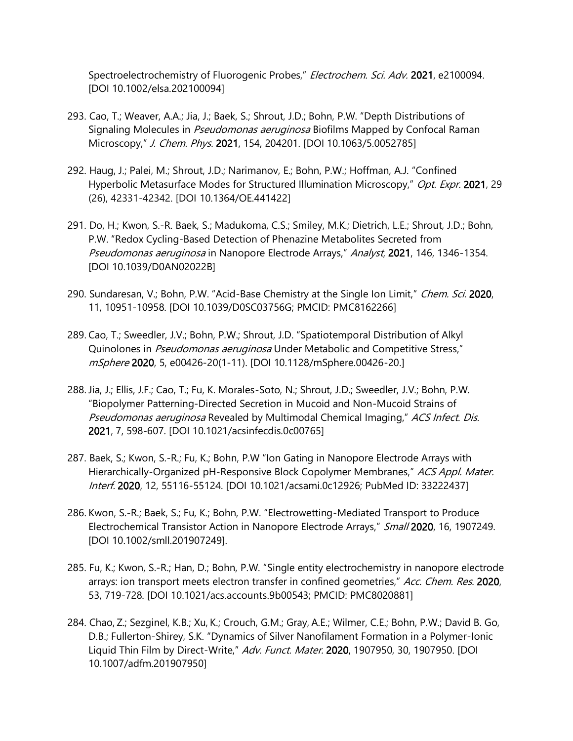Spectroelectrochemistry of Fluorogenic Probes," *Electrochem. Sci. Adv.* **2021**, e2100094. [DOI 10.1002/elsa.202100094]

293. Cao, T.; Weaver, A.A.; Jia, J.; Baek, S.; Shrout, J.D.; Bohn, P.W. "Depth Distributions of Signaling Molecules in *Pseudomonas aeruginosa* Biofilms Mapped by Confocal Raman Microscopy," *J. Chem. Phys.* **2021**, 154, 204201. [DOI 10.1063/5.0052785]

292. Haug, J.; Palei, M.; Shrout, J.D.; Narimanov, E.; Bohn, P.W.; Hoffman, A.J. "Confined Hyperbolic Metasurface Modes for Structured Illumination Microscopy," *Opt. Expr.* **2021**, 29 (26), 42331-42342. [DOI 10.1364/OE.441422]

291. Do, H.; Kwon, S.-R. Baek, S.; Madukoma, C.S.; Smiley, M.K.; Dietrich, L.E.; Shrout, J.D.; Bohn, P.W. "Redox Cycling-Based Detection of Phenazine Metabolites Secreted from *Pseudomonas aeruginosa* in Nanopore Electrode Arrays," *Analyst*, **2021**, 146, 1346-1354. [DOI 10.1039/D0AN02022B]

290. Sundaresan, V.; Bohn, P.W. "Acid-Base Chemistry at the Single Ion Limit," *Chem. Sci.* **2020**, 11, 10951-10958. [DOI 10.1039/D0SC03756G; PMCID: PMC8162266]

289. Cao, T.; Sweedler, J.V.; Bohn, P.W.; Shrout, J.D. "Spatiotemporal Distribution of Alkyl Quinolones in *Pseudomonas aeruginosa* Under Metabolic and Competitive Stress," *mSphere* **2020**, 5, e00426-20(1-11). [DOI 10.1128/mSphere.00426-20.]

288. Jia, J.; Ellis, J.F.; Cao, T.; Fu, K. Morales-Soto, N.; Shrout, J.D.; Sweedler, J.V.; Bohn, P.W. "Biopolymer Patterning-Directed Secretion in Mucoid and Non-Mucoid Strains of *Pseudomonas aeruginosa* Revealed by Multimodal Chemical Imaging," *ACS Infect. Dis.* **2021**, 7, 598-607. [DOI 10.1021/acsinfecdis.0c00765]

287. Baek, S.; Kwon, S.-R.; Fu, K.; Bohn, P.W "Ion Gating in Nanopore Electrode Arrays with Hierarchically-Organized pH-Responsive Block Copolymer Membranes," *ACS Appl. Mater. Interf.* **2020**, 12, 55116-55124. [DOI 10.1021/acsami.0c12926; PubMed ID: 33222437]

286. Kwon, S.-R.; Baek, S.; Fu, K.; Bohn, P.W. "Electrowetting-Mediated Transport to Produce Electrochemical Transistor Action in Nanopore Electrode Arrays," *Small* **2020**, 16, 1907249. [DOI 10.1002/smll.201907249].

285. Fu, K.; Kwon, S.-R.; Han, D.; Bohn, P.W. "Single entity electrochemistry in nanopore electrode arrays: ion transport meets electron transfer in confined geometries," *Acc. Chem. Res*. **2020**, 53, 719-728. [DOI 10.1021/acs.accounts.9b00543; PMCID: PMC8020881]

284. Chao, Z.; Sezginel, K.B.; Xu, K.; Crouch, G.M.; Gray, A.E.; Wilmer, C.E.; Bohn, P.W.; David B. Go, D.B.; Fullerton-Shirey, S.K. "Dynamics of Silver Nanofilament Formation in a Polymer-Ionic Liquid Thin Film by Direct-Write," *Adv. Funct. Mater.* **2020**, 1907950, 30, 1907950. [DOI 10.1007/adfm.201907950]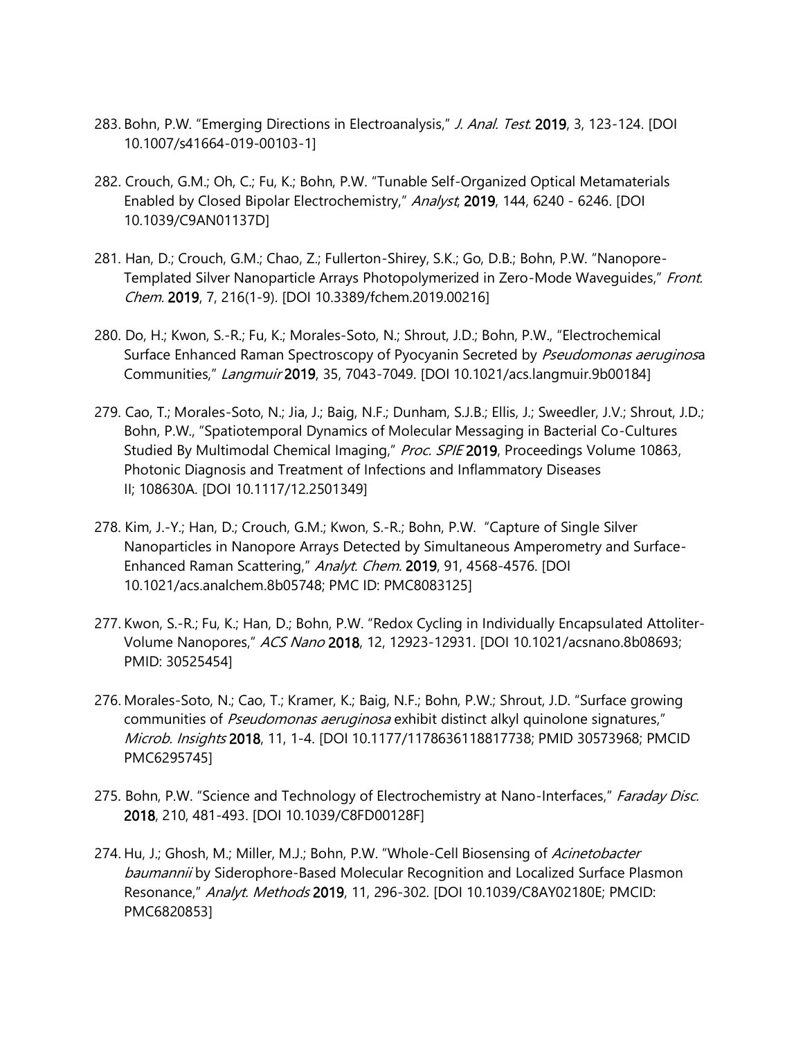283. Bohn, P.W. "Emerging Directions in Electroanalysis," *J. Anal. Test.* **2019**, 3, 123-124. [DOI 10.1007/s41664-019-00103-1]

282. Crouch, G.M.; Oh, C.; Fu, K.; Bohn, P.W. "Tunable Self-Organized Optical Metamaterials Enabled by Closed Bipolar Electrochemistry," *Analyst*, **2019**, 144, 6240 - 6246. [DOI 10.1039/C9AN01137D]

281. Han, D.; Crouch, G.M.; Chao, Z.; Fullerton-Shirey, S.K.; Go, D.B.; Bohn, P.W. "Nanopore-Templated Silver Nanoparticle Arrays Photopolymerized in Zero-Mode Waveguides," *Front. Chem.* **2019**, 7, 216(1-9). [DOI 10.3389/fchem.2019.00216]

280. Do, H.; Kwon, S.-R.; Fu, K.; Morales-Soto, N.; Shrout, J.D.; Bohn, P.W., "Electrochemical Surface Enhanced Raman Spectroscopy of Pyocyanin Secreted by *Pseudomonas aeruginosa* Communities," *Langmuir* **2019**, 35, 7043-7049. [DOI 10.1021/acs.langmuir.9b00184]

279. Cao, T.; Morales-Soto, N.; Jia, J.; Baig, N.F.; Dunham, S.J.B.; Ellis, J.; Sweedler, J.V.; Shrout, J.D.; Bohn, P.W., "Spatiotemporal Dynamics of Molecular Messaging in Bacterial Co-Cultures Studied By Multimodal Chemical Imaging," *Proc. SPIE* **2019**, Proceedings Volume 10863, Photonic Diagnosis and Treatment of Infections and Inflammatory Diseases II; 108630A. [DOI 10.1117/12.2501349]

278. Kim, J.-Y.; Han, D.; Crouch, G.M.; Kwon, S.-R.; Bohn, P.W. "Capture of Single Silver Nanoparticles in Nanopore Arrays Detected by Simultaneous Amperometry and Surface-Enhanced Raman Scattering," *Analyt. Chem.* **2019**, 91, 4568-4576. [DOI 10.1021/acs.analchem.8b05748; PMC ID: PMC8083125]

277. Kwon, S.-R.; Fu, K.; Han, D.; Bohn, P.W. "Redox Cycling in Individually Encapsulated Attoliter-Volume Nanopores," *ACS Nano* **2018**, 12, 12923-12931. [DOI 10.1021/acsnano.8b08693; PMID: 30525454]

276. Morales-Soto, N.; Cao, T.; Kramer, K.; Baig, N.F.; Bohn, P.W.; Shrout, J.D. "Surface growing communities of *Pseudomonas aeruginosa* exhibit distinct alkyl quinolone signatures," *Microb. Insights* **2018**, 11, 1-4. [DOI 10.1177/1178636118817738; PMID 30573968; PMCID PMC6295745]

275. Bohn, P.W. "Science and Technology of Electrochemistry at Nano-Interfaces," *Faraday Disc.* **2018**, 210, 481-493. [DOI 10.1039/C8FD00128F]

274. Hu, J.; Ghosh, M.; Miller, M.J.; Bohn, P.W. "Whole-Cell Biosensing of *Acinetobacter baumannii* by Siderophore-Based Molecular Recognition and Localized Surface Plasmon Resonance," *Analyt. Methods* **2019**, 11, 296-302. [DOI 10.1039/C8AY02180E; PMCID: PMC6820853]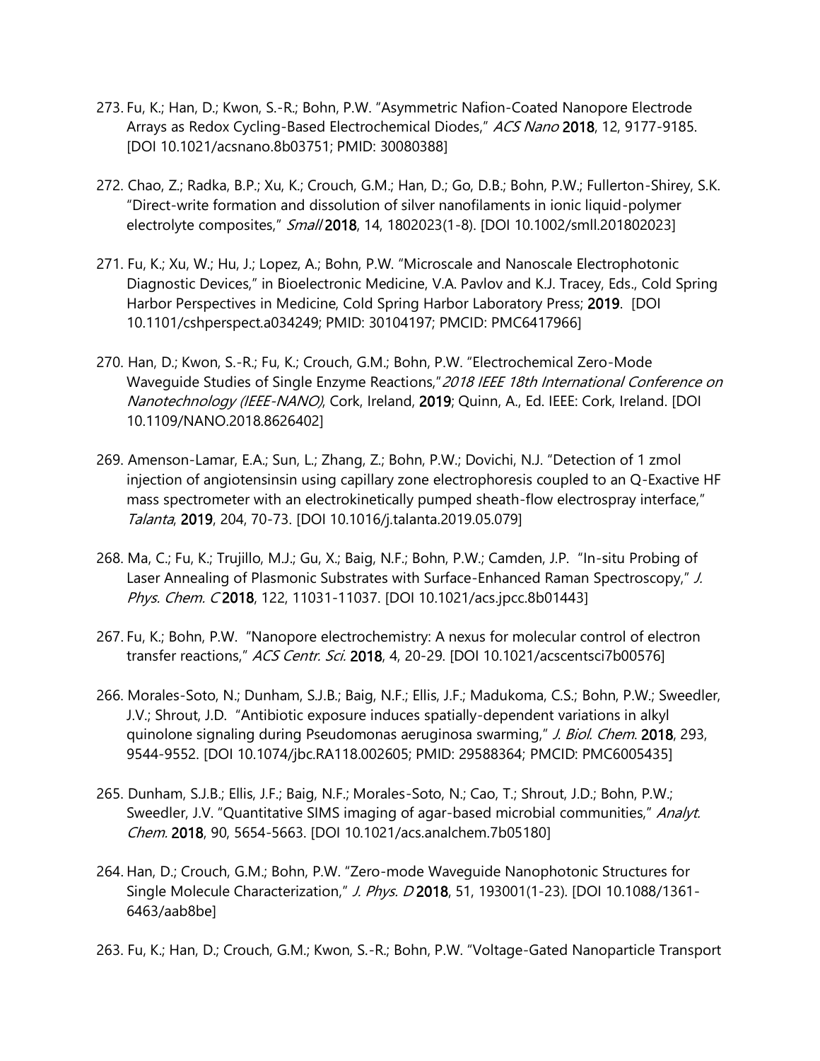273. Fu, K.; Han, D.; Kwon, S.-R.; Bohn, P.W. "Asymmetric Nafion-Coated Nanopore Electrode Arrays as Redox Cycling-Based Electrochemical Diodes," *ACS Nano* **2018**, 12, 9177-9185. [DOI 10.1021/acsnano.8b03751; PMID: 30080388]

272. Chao, Z.; Radka, B.P.; Xu, K.; Crouch, G.M.; Han, D.; Go, D.B.; Bohn, P.W.; Fullerton-Shirey, S.K. "Direct-write formation and dissolution of silver nanofilaments in ionic liquid-polymer electrolyte composites," *Small* **2018**, 14, 1802023(1-8). [DOI 10.1002/smll.201802023]

271. Fu, K.; Xu, W.; Hu, J.; Lopez, A.; Bohn, P.W. "Microscale and Nanoscale Electrophotonic Diagnostic Devices," in Bioelectronic Medicine, V.A. Pavlov and K.J. Tracey, Eds., Cold Spring Harbor Perspectives in Medicine, Cold Spring Harbor Laboratory Press; **2019**. [DOI 10.1101/cshperspect.a034249; PMID: 30104197; PMCID: PMC6417966]

270. Han, D.; Kwon, S.-R.; Fu, K.; Crouch, G.M.; Bohn, P.W. "Electrochemical Zero-Mode Waveguide Studies of Single Enzyme Reactions," *2018 IEEE 18th International Conference on Nanotechnology (IEEE-NANO)*, Cork, Ireland, **2019**; Quinn, A., Ed. IEEE: Cork, Ireland. [DOI 10.1109/NANO.2018.8626402]

269. Amenson-Lamar, E.A.; Sun, L.; Zhang, Z.; Bohn, P.W.; Dovichi, N.J. "Detection of 1 zmol injection of angiotensinsin using capillary zone electrophoresis coupled to an Q-Exactive HF mass spectrometer with an electrokinetically pumped sheath-flow electrospray interface," *Talanta*, **2019**, 204, 70-73. [DOI 10.1016/j.talanta.2019.05.079]

268. Ma, C.; Fu, K.; Trujillo, M.J.; Gu, X.; Baig, N.F.; Bohn, P.W.; Camden, J.P. "In-situ Probing of Laser Annealing of Plasmonic Substrates with Surface-Enhanced Raman Spectroscopy," *J. Phys. Chem. C* **2018**, 122, 11031-11037. [DOI 10.1021/acs.jpcc.8b01443]

267. Fu, K.; Bohn, P.W. "Nanopore electrochemistry: A nexus for molecular control of electron transfer reactions," *ACS Centr. Sci.* **2018**, 4, 20-29. [DOI 10.1021/acscentsci7b00576]

266. Morales-Soto, N.; Dunham, S.J.B.; Baig, N.F.; Ellis, J.F.; Madukoma, C.S.; Bohn, P.W.; Sweedler, J.V.; Shrout, J.D. "Antibiotic exposure induces spatially-dependent variations in alkyl quinolone signaling during Pseudomonas aeruginosa swarming," *J. Biol. Chem.* **2018**, 293, 9544-9552. [DOI 10.1074/jbc.RA118.002605; PMID: 29588364; PMCID: PMC6005435]

265. Dunham, S.J.B.; Ellis, J.F.; Baig, N.F.; Morales-Soto, N.; Cao, T.; Shrout, J.D.; Bohn, P.W.; Sweedler, J.V. "Quantitative SIMS imaging of agar-based microbial communities," *Analyt. Chem.* **2018**, 90, 5654-5663. [DOI 10.1021/acs.analchem.7b05180]

264. Han, D.; Crouch, G.M.; Bohn, P.W. "Zero-mode Waveguide Nanophotonic Structures for Single Molecule Characterization," *J. Phys. D* **2018**, 51, 193001(1-23). [DOI 10.1088/1361-6463/aab8be]

263. Fu, K.; Han, D.; Crouch, G.M.; Kwon, S.-R.; Bohn, P.W. "Voltage-Gated Nanoparticle Transport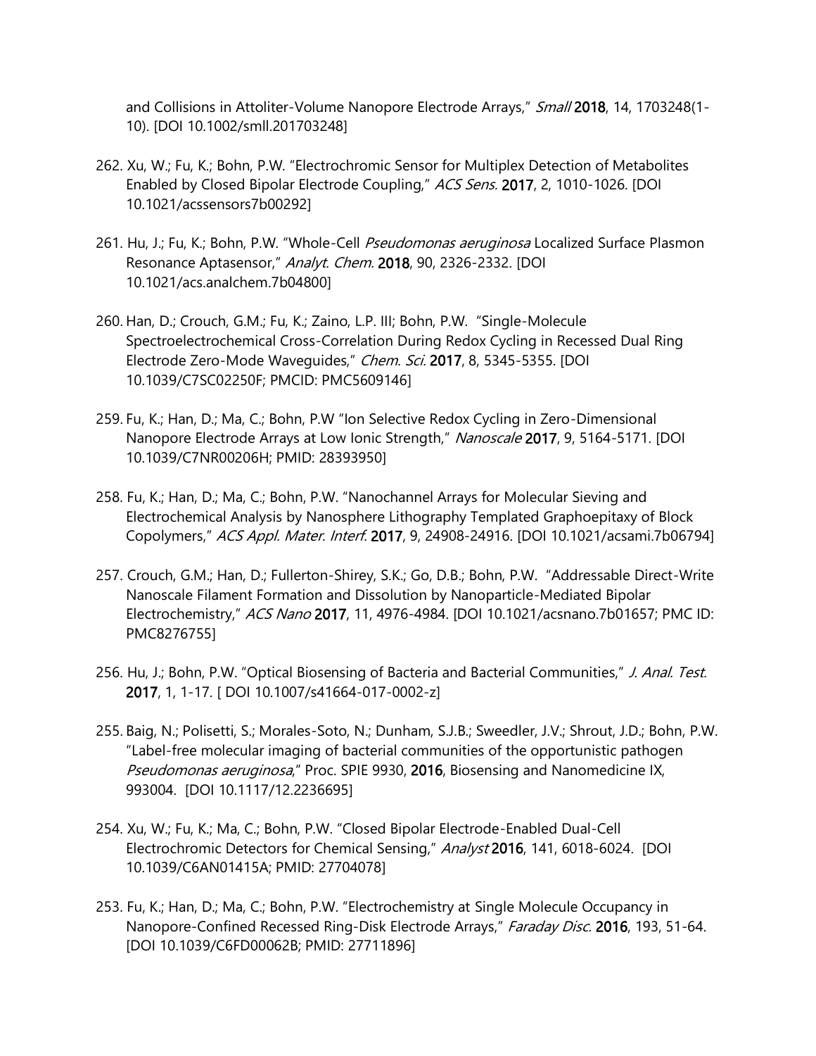and Collisions in Attoliter-Volume Nanopore Electrode Arrays," *Small* **2018**, 14, 1703248(1-10). [DOI 10.1002/smll.201703248]

262. Xu, W.; Fu, K.; Bohn, P.W. "Electrochromic Sensor for Multiplex Detection of Metabolites Enabled by Closed Bipolar Electrode Coupling," *ACS Sens.* **2017**, 2, 1010-1026. [DOI 10.1021/acssensors7b00292]

261. Hu, J.; Fu, K.; Bohn, P.W. "Whole-Cell *Pseudomonas aeruginosa* Localized Surface Plasmon Resonance Aptasensor," *Analyt. Chem.* **2018**, 90, 2326-2332. [DOI 10.1021/acs.analchem.7b04800]

260. Han, D.; Crouch, G.M.; Fu, K.; Zaino, L.P. III; Bohn, P.W. "Single-Molecule Spectroelectrochemical Cross-Correlation During Redox Cycling in Recessed Dual Ring Electrode Zero-Mode Waveguides," *Chem. Sci.* **2017**, 8, 5345-5355. [DOI 10.1039/C7SC02250F; PMCID: PMC5609146]

259. Fu, K.; Han, D.; Ma, C.; Bohn, P.W "Ion Selective Redox Cycling in Zero-Dimensional Nanopore Electrode Arrays at Low Ionic Strength," *Nanoscale* **2017**, 9, 5164-5171. [DOI 10.1039/C7NR00206H; PMID: 28393950]

258. Fu, K.; Han, D.; Ma, C.; Bohn, P.W. "Nanochannel Arrays for Molecular Sieving and Electrochemical Analysis by Nanosphere Lithography Templated Graphoepitaxy of Block Copolymers," *ACS Appl. Mater. Interf.* **2017**, 9, 24908-24916. [DOI 10.1021/acsami.7b06794]

257. Crouch, G.M.; Han, D.; Fullerton-Shirey, S.K.; Go, D.B.; Bohn, P.W. "Addressable Direct-Write Nanoscale Filament Formation and Dissolution by Nanoparticle-Mediated Bipolar Electrochemistry," *ACS Nano* **2017**, 11, 4976-4984. [DOI 10.1021/acsnano.7b01657; PMC ID: PMC8276755]

256. Hu, J.; Bohn, P.W. "Optical Biosensing of Bacteria and Bacterial Communities," *J. Anal. Test.* **2017**, 1, 1-17. [ DOI 10.1007/s41664-017-0002-z]

255. Baig, N.; Polisetti, S.; Morales-Soto, N.; Dunham, S.J.B.; Sweedler, J.V.; Shrout, J.D.; Bohn, P.W. "Label-free molecular imaging of bacterial communities of the opportunistic pathogen *Pseudomonas aeruginosa*," Proc. SPIE 9930, **2016**, Biosensing and Nanomedicine IX, 993004. [DOI 10.1117/12.2236695]

254. Xu, W.; Fu, K.; Ma, C.; Bohn, P.W. "Closed Bipolar Electrode-Enabled Dual-Cell Electrochromic Detectors for Chemical Sensing," *Analyst* **2016**, 141, 6018-6024. [DOI 10.1039/C6AN01415A; PMID: 27704078]

253. Fu, K.; Han, D.; Ma, C.; Bohn, P.W. "Electrochemistry at Single Molecule Occupancy in Nanopore-Confined Recessed Ring-Disk Electrode Arrays," *Faraday Disc.* **2016**, 193, 51-64. [DOI 10.1039/C6FD00062B; PMID: 27711896]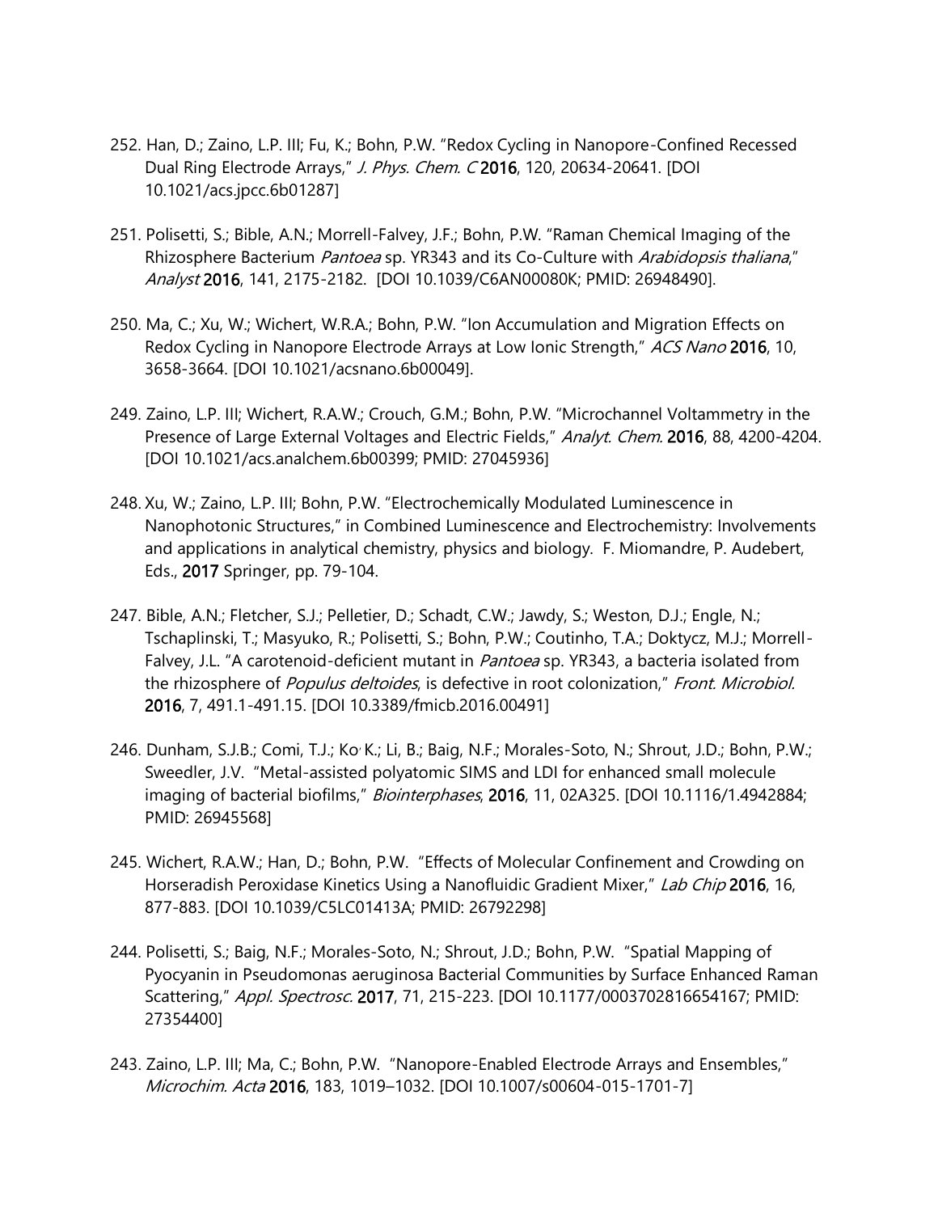252. Han, D.; Zaino, L.P. III; Fu, K.; Bohn, P.W. "Redox Cycling in Nanopore-Confined Recessed Dual Ring Electrode Arrays," *J. Phys. Chem. C* **2016**, 120, 20634-20641. [DOI 10.1021/acs.jpcc.6b01287]

251. Polisetti, S.; Bible, A.N.; Morrell-Falvey, J.F.; Bohn, P.W. "Raman Chemical Imaging of the Rhizosphere Bacterium *Pantoea* sp. YR343 and its Co-Culture with *Arabidopsis thaliana*," *Analyst* **2016**, 141, 2175-2182. [DOI 10.1039/C6AN00080K; PMID: 26948490].

250. Ma, C.; Xu, W.; Wichert, W.R.A.; Bohn, P.W. "Ion Accumulation and Migration Effects on Redox Cycling in Nanopore Electrode Arrays at Low Ionic Strength," *ACS Nano* **2016**, 10, 3658-3664. [DOI 10.1021/acsnano.6b00049].

249. Zaino, L.P. III; Wichert, R.A.W.; Crouch, G.M.; Bohn, P.W. "Microchannel Voltammetry in the Presence of Large External Voltages and Electric Fields," *Analyt. Chem.* **2016**, 88, 4200-4204. [DOI 10.1021/acs.analchem.6b00399; PMID: 27045936]

248. Xu, W.; Zaino, L.P. III; Bohn, P.W. "Electrochemically Modulated Luminescence in Nanophotonic Structures," in Combined Luminescence and Electrochemistry: Involvements and applications in analytical chemistry, physics and biology. F. Miomandre, P. Audebert, Eds., **2017** Springer, pp. 79-104.

247. Bible, A.N.; Fletcher, S.J.; Pelletier, D.; Schadt, C.W.; Jawdy, S.; Weston, D.J.; Engle, N.; Tschaplinski, T.; Masyuko, R.; Polisetti, S.; Bohn, P.W.; Coutinho, T.A.; Doktycz, M.J.; Morrell-Falvey, J.L. "A carotenoid-deficient mutant in *Pantoea* sp. YR343, a bacteria isolated from the rhizosphere of *Populus deltoides*, is defective in root colonization," *Front. Microbiol.* **2016**, 7, 491.1-491.15. [DOI 10.3389/fmicb.2016.00491]

246. Dunham, S.J.B.; Comi, T.J.; Ko, K.; Li, B.; Baig, N.F.; Morales-Soto, N.; Shrout, J.D.; Bohn, P.W.; Sweedler, J.V. "Metal-assisted polyatomic SIMS and LDI for enhanced small molecule imaging of bacterial biofilms," *Biointerphases*, **2016**, 11, 02A325. [DOI 10.1116/1.4942884; PMID: 26945568]

245. Wichert, R.A.W.; Han, D.; Bohn, P.W. "Effects of Molecular Confinement and Crowding on Horseradish Peroxidase Kinetics Using a Nanofluidic Gradient Mixer," *Lab Chip* **2016**, 16, 877-883. [DOI 10.1039/C5LC01413A; PMID: 26792298]

244. Polisetti, S.; Baig, N.F.; Morales-Soto, N.; Shrout, J.D.; Bohn, P.W. "Spatial Mapping of Pyocyanin in Pseudomonas aeruginosa Bacterial Communities by Surface Enhanced Raman Scattering," *Appl. Spectrosc.* **2017**, 71, 215-223. [DOI 10.1177/0003702816654167; PMID: 27354400]

243. Zaino, L.P. III; Ma, C.; Bohn, P.W. "Nanopore-Enabled Electrode Arrays and Ensembles," *Microchim. Acta* **2016**, 183, 1019–1032. [DOI 10.1007/s00604-015-1701-7]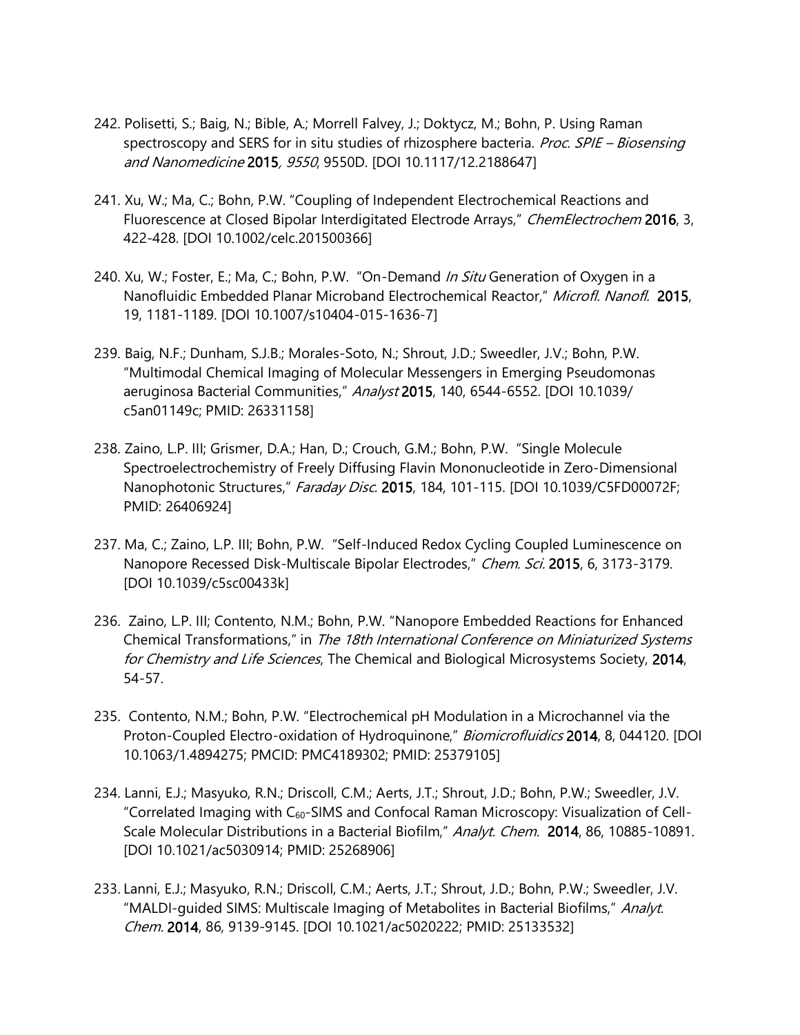242. Polisetti, S.; Baig, N.; Bible, A.; Morrell Falvey, J.; Doktycz, M.; Bohn, P. Using Raman spectroscopy and SERS for in situ studies of rhizosphere bacteria. *Proc. SPIE – Biosensing and Nanomedicine* **2015***, 9550*, 9550D. [DOI 10.1117/12.2188647]

241. Xu, W.; Ma, C.; Bohn, P.W. "Coupling of Independent Electrochemical Reactions and Fluorescence at Closed Bipolar Interdigitated Electrode Arrays," *ChemElectrochem* **2016**, 3, 422-428. [DOI 10.1002/celc.201500366]

240. Xu, W.; Foster, E.; Ma, C.; Bohn, P.W. "On-Demand *In Situ* Generation of Oxygen in a Nanofluidic Embedded Planar Microband Electrochemical Reactor," *Microfl. Nanofl.* **2015**, 19, 1181-1189. [DOI 10.1007/s10404-015-1636-7]

239. Baig, N.F.; Dunham, S.J.B.; Morales-Soto, N.; Shrout, J.D.; Sweedler, J.V.; Bohn, P.W. "Multimodal Chemical Imaging of Molecular Messengers in Emerging Pseudomonas aeruginosa Bacterial Communities," *Analyst* **2015**, 140, 6544-6552. [DOI 10.1039/ c5an01149c; PMID: 26331158]

238. Zaino, L.P. III; Grismer, D.A.; Han, D.; Crouch, G.M.; Bohn, P.W. "Single Molecule Spectroelectrochemistry of Freely Diffusing Flavin Mononucleotide in Zero-Dimensional Nanophotonic Structures," *Faraday Disc.* **2015**, 184, 101-115. [DOI 10.1039/C5FD00072F; PMID: 26406924]

237. Ma, C.; Zaino, L.P. III; Bohn, P.W. "Self-Induced Redox Cycling Coupled Luminescence on Nanopore Recessed Disk-Multiscale Bipolar Electrodes," *Chem. Sci.* **2015**, 6, 3173-3179. [DOI 10.1039/c5sc00433k]

236. Zaino, L.P. III; Contento, N.M.; Bohn, P.W. "Nanopore Embedded Reactions for Enhanced Chemical Transformations," in *The 18th International Conference on Miniaturized Systems for Chemistry and Life Sciences*, The Chemical and Biological Microsystems Society, **2014**, 54-57.

235. Contento, N.M.; Bohn, P.W. "Electrochemical pH Modulation in a Microchannel via the Proton-Coupled Electro-oxidation of Hydroquinone," *Biomicrofluidics* **2014**, 8, 044120. [DOI 10.1063/1.4894275; PMCID: PMC4189302; PMID: 25379105]

234. Lanni, E.J.; Masyuko, R.N.; Driscoll, C.M.; Aerts, J.T.; Shrout, J.D.; Bohn, P.W.; Sweedler, J.V. "Correlated Imaging with $C_{60}$-SIMS and Confocal Raman Microscopy: Visualization of Cell-Scale Molecular Distributions in a Bacterial Biofilm," *Analyt. Chem.* **2014**, 86, 10885-10891. [DOI 10.1021/ac5030914; PMID: 25268906]

233. Lanni, E.J.; Masyuko, R.N.; Driscoll, C.M.; Aerts, J.T.; Shrout, J.D.; Bohn, P.W.; Sweedler, J.V. "MALDI-guided SIMS: Multiscale Imaging of Metabolites in Bacterial Biofilms," *Analyt. Chem.* **2014**, 86, 9139-9145. [DOI 10.1021/ac5020222; PMID: 25133532]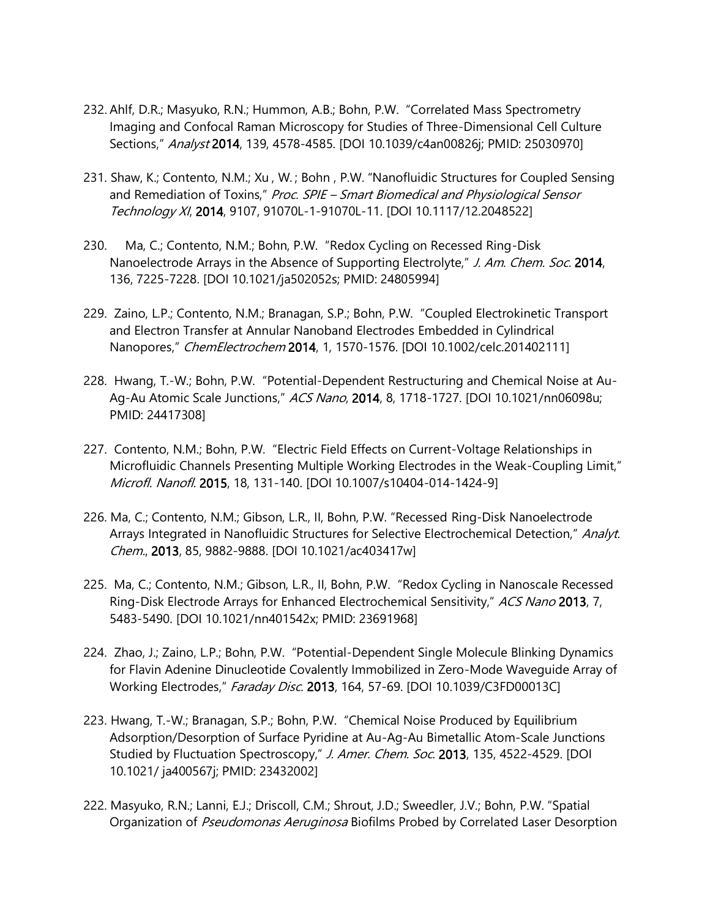232. Ahlf, D.R.; Masyuko, R.N.; Hummon, A.B.; Bohn, P.W. "Correlated Mass Spectrometry Imaging and Confocal Raman Microscopy for Studies of Three-Dimensional Cell Culture Sections," *Analyst* **2014**, 139, 4578-4585. [DOI 10.1039/c4an00826j; PMID: 25030970]

231. Shaw, K.; Contento, N.M.; Xu , W. ; Bohn , P.W. "Nanofluidic Structures for Coupled Sensing and Remediation of Toxins," *Proc. SPIE – Smart Biomedical and Physiological Sensor Technology XI*, **2014**, 9107, 91070L-1-91070L-11. [DOI 10.1117/12.2048522]

230. Ma, C.; Contento, N.M.; Bohn, P.W. "Redox Cycling on Recessed Ring-Disk Nanoelectrode Arrays in the Absence of Supporting Electrolyte," *J. Am. Chem. Soc.* **2014**, 136, 7225-7228. [DOI 10.1021/ja502052s; PMID: 24805994]

229. Zaino, L.P.; Contento, N.M.; Branagan, S.P.; Bohn, P.W. "Coupled Electrokinetic Transport and Electron Transfer at Annular Nanoband Electrodes Embedded in Cylindrical Nanopores," *ChemElectrochem* **2014**, 1, 1570-1576. [DOI 10.1002/celc.201402111]

228. Hwang, T.-W.; Bohn, P.W. "Potential-Dependent Restructuring and Chemical Noise at Au-Ag-Au Atomic Scale Junctions," *ACS Nano*, **2014**, 8, 1718-1727. [DOI 10.1021/nn06098u; PMID: 24417308]

227. Contento, N.M.; Bohn, P.W. "Electric Field Effects on Current-Voltage Relationships in Microfluidic Channels Presenting Multiple Working Electrodes in the Weak-Coupling Limit," *Microfl. Nanofl.* **2015**, 18, 131-140. [DOI 10.1007/s10404-014-1424-9]

226. Ma, C.; Contento, N.M.; Gibson, L.R., II, Bohn, P.W. "Recessed Ring-Disk Nanoelectrode Arrays Integrated in Nanofluidic Structures for Selective Electrochemical Detection," *Analyt. Chem.*, **2013**, 85, 9882-9888. [DOI 10.1021/ac403417w]

225. Ma, C.; Contento, N.M.; Gibson, L.R., II, Bohn, P.W. "Redox Cycling in Nanoscale Recessed Ring-Disk Electrode Arrays for Enhanced Electrochemical Sensitivity," *ACS Nano* **2013**, 7, 5483-5490. [DOI 10.1021/nn401542x; PMID: 23691968]

224. Zhao, J.; Zaino, L.P.; Bohn, P.W. "Potential-Dependent Single Molecule Blinking Dynamics for Flavin Adenine Dinucleotide Covalently Immobilized in Zero-Mode Waveguide Array of Working Electrodes," *Faraday Disc.* **2013**, 164, 57-69. [DOI 10.1039/C3FD00013C]

223. Hwang, T.-W.; Branagan, S.P.; Bohn, P.W. "Chemical Noise Produced by Equilibrium Adsorption/Desorption of Surface Pyridine at Au-Ag-Au Bimetallic Atom-Scale Junctions Studied by Fluctuation Spectroscopy," *J. Amer. Chem. Soc.* **2013**, 135, 4522-4529. [DOI 10.1021/ ja400567j; PMID: 23432002]

222. Masyuko, R.N.; Lanni, E.J.; Driscoll, C.M.; Shrout, J.D.; Sweedler, J.V.; Bohn, P.W. "Spatial Organization of *Pseudomonas Aeruginosa* Biofilms Probed by Correlated Laser Desorption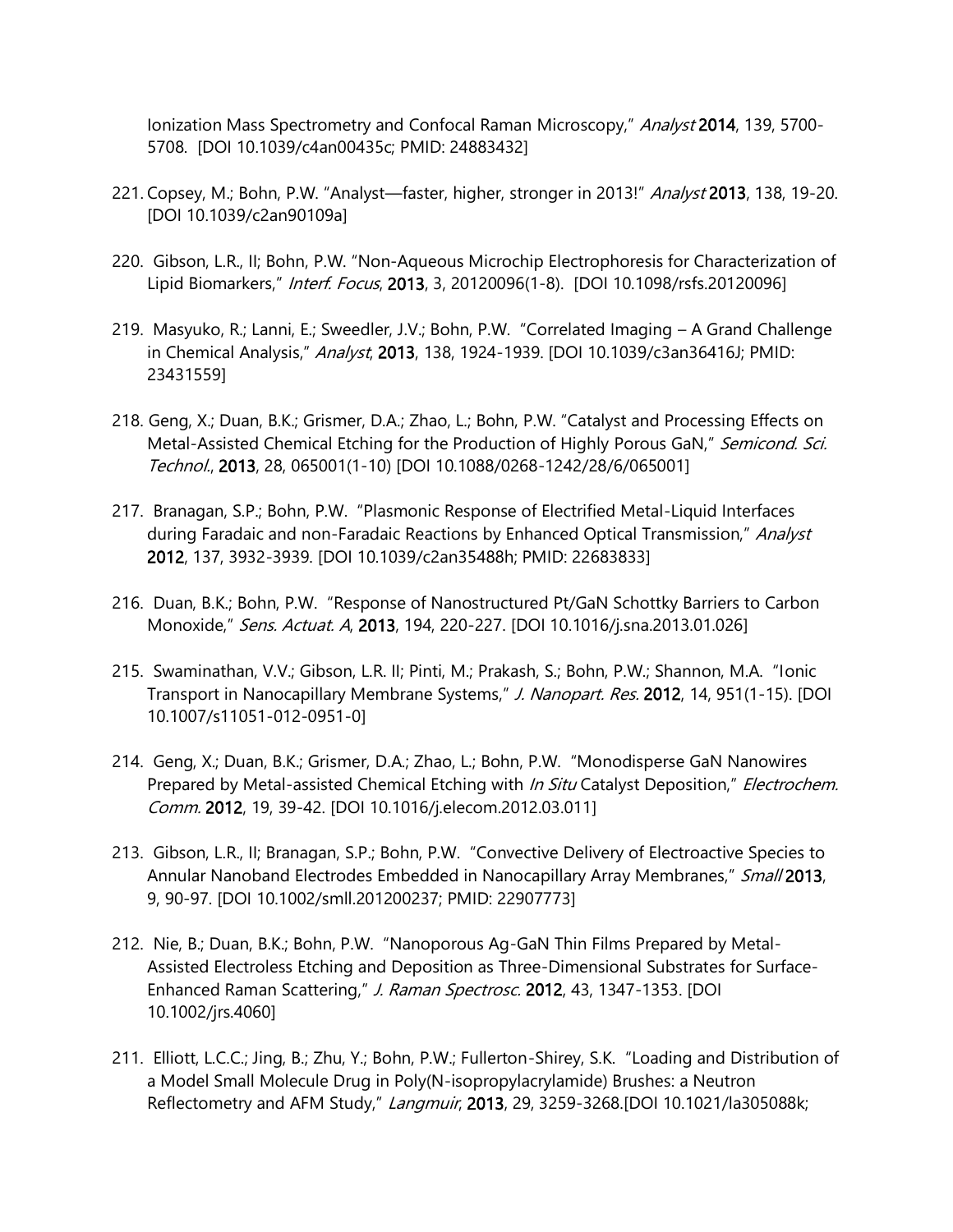Ionization Mass Spectrometry and Confocal Raman Microscopy," *Analyst* **2014**, 139, 5700-5708. [DOI 10.1039/c4an00435c; PMID: 24883432]

221. Copsey, M.; Bohn, P.W. "Analyst—faster, higher, stronger in 2013!" *Analyst* **2013**, 138, 19-20. [DOI 10.1039/c2an90109a]

220. Gibson, L.R., II; Bohn, P.W. "Non-Aqueous Microchip Electrophoresis for Characterization of Lipid Biomarkers," *Interf. Focus*, **2013**, 3, 20120096(1-8). [DOI 10.1098/rsfs.20120096]

219. Masyuko, R.; Lanni, E.; Sweedler, J.V.; Bohn, P.W. "Correlated Imaging – A Grand Challenge in Chemical Analysis," *Analyst*, **2013**, 138, 1924-1939. [DOI 10.1039/c3an36416J; PMID: 23431559]

218. Geng, X.; Duan, B.K.; Grismer, D.A.; Zhao, L.; Bohn, P.W. "Catalyst and Processing Effects on Metal-Assisted Chemical Etching for the Production of Highly Porous GaN," *Semicond. Sci. Technol.*, **2013**, 28, 065001(1-10) [DOI 10.1088/0268-1242/28/6/065001]

217. Branagan, S.P.; Bohn, P.W. "Plasmonic Response of Electrified Metal-Liquid Interfaces during Faradaic and non-Faradaic Reactions by Enhanced Optical Transmission," *Analyst* **2012**, 137, 3932-3939. [DOI 10.1039/c2an35488h; PMID: 22683833]

216. Duan, B.K.; Bohn, P.W. "Response of Nanostructured Pt/GaN Schottky Barriers to Carbon Monoxide," *Sens. Actuat. A*, **2013**, 194, 220-227. [DOI 10.1016/j.sna.2013.01.026]

215. Swaminathan, V.V.; Gibson, L.R. II; Pinti, M.; Prakash, S.; Bohn, P.W.; Shannon, M.A. "Ionic Transport in Nanocapillary Membrane Systems," *J. Nanopart. Res.* **2012**, 14, 951(1-15). [DOI 10.1007/s11051-012-0951-0]

214. Geng, X.; Duan, B.K.; Grismer, D.A.; Zhao, L.; Bohn, P.W. "Monodisperse GaN Nanowires Prepared by Metal-assisted Chemical Etching with *In Situ* Catalyst Deposition," *Electrochem. Comm.* **2012**, 19, 39-42. [DOI 10.1016/j.elecom.2012.03.011]

213. Gibson, L.R., II; Branagan, S.P.; Bohn, P.W. "Convective Delivery of Electroactive Species to Annular Nanoband Electrodes Embedded in Nanocapillary Array Membranes," *Small* **2013**, 9, 90-97. [DOI 10.1002/smll.201200237; PMID: 22907773]

212. Nie, B.; Duan, B.K.; Bohn, P.W. "Nanoporous Ag-GaN Thin Films Prepared by Metal-Assisted Electroless Etching and Deposition as Three-Dimensional Substrates for Surface-Enhanced Raman Scattering," *J. Raman Spectrosc.* **2012**, 43, 1347-1353. [DOI 10.1002/jrs.4060]

211. Elliott, L.C.C.; Jing, B.; Zhu, Y.; Bohn, P.W.; Fullerton-Shirey, S.K. "Loading and Distribution of a Model Small Molecule Drug in Poly(N-isopropylacrylamide) Brushes: a Neutron Reflectometry and AFM Study," *Langmuir*, **2013**, 29, 3259-3268.[DOI 10.1021/la305088k;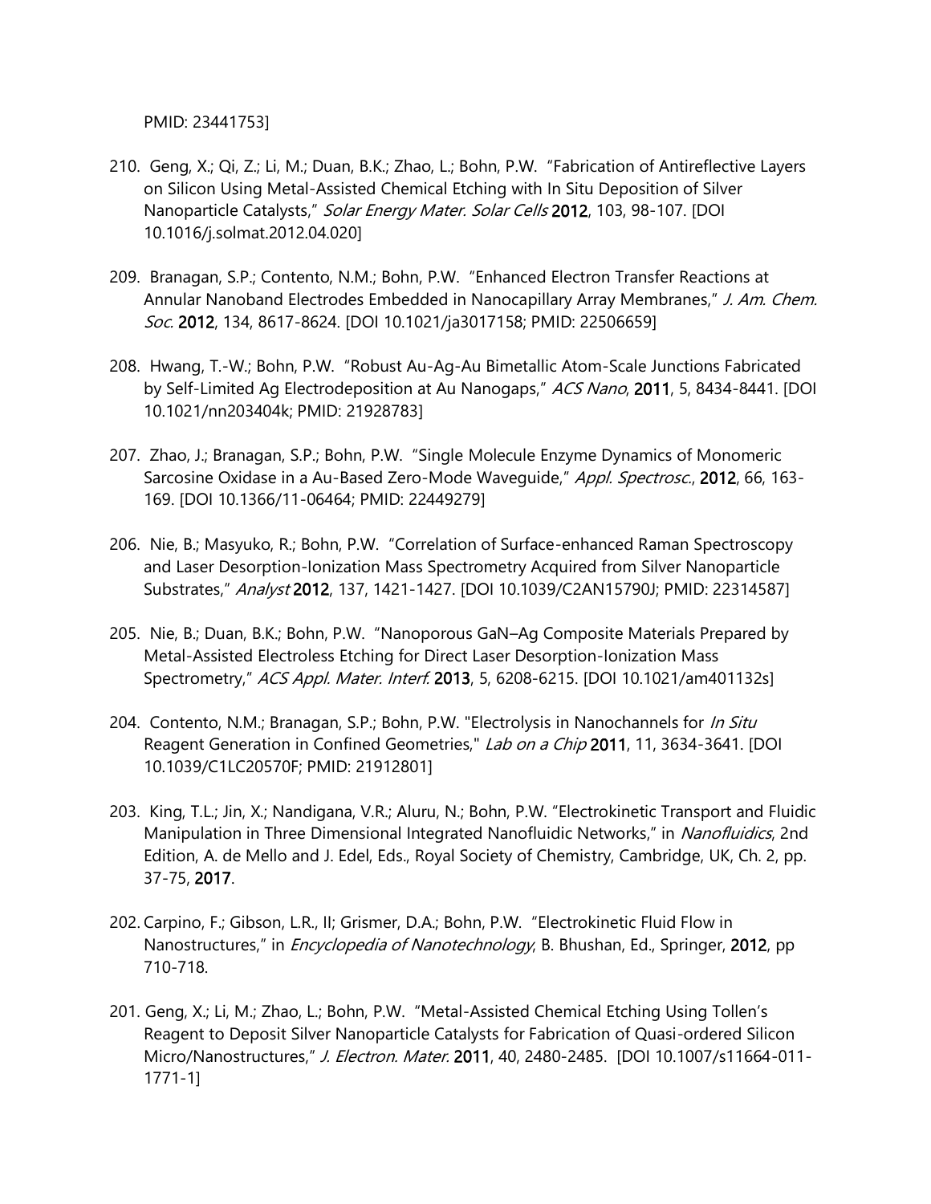PMID: 23441753]

210. Geng, X.; Qi, Z.; Li, M.; Duan, B.K.; Zhao, L.; Bohn, P.W. "Fabrication of Antireflective Layers on Silicon Using Metal-Assisted Chemical Etching with In Situ Deposition of Silver Nanoparticle Catalysts," *Solar Energy Mater. Solar Cells* **2012**, 103, 98-107. [DOI 10.1016/j.solmat.2012.04.020]

209. Branagan, S.P.; Contento, N.M.; Bohn, P.W. "Enhanced Electron Transfer Reactions at Annular Nanoband Electrodes Embedded in Nanocapillary Array Membranes," *J. Am. Chem. Soc.* **2012**, 134, 8617-8624. [DOI 10.1021/ja3017158; PMID: 22506659]

208. Hwang, T.-W.; Bohn, P.W. "Robust Au-Ag-Au Bimetallic Atom-Scale Junctions Fabricated by Self-Limited Ag Electrodeposition at Au Nanogaps," *ACS Nano*, **2011**, 5, 8434-8441. [DOI 10.1021/nn203404k; PMID: 21928783]

207. Zhao, J.; Branagan, S.P.; Bohn, P.W. "Single Molecule Enzyme Dynamics of Monomeric Sarcosine Oxidase in a Au-Based Zero-Mode Waveguide," *Appl. Spectrosc.*, **2012**, 66, 163-169. [DOI 10.1366/11-06464; PMID: 22449279]

206. Nie, B.; Masyuko, R.; Bohn, P.W. "Correlation of Surface-enhanced Raman Spectroscopy and Laser Desorption-Ionization Mass Spectrometry Acquired from Silver Nanoparticle Substrates," *Analyst* **2012**, 137, 1421-1427. [DOI 10.1039/C2AN15790J; PMID: 22314587]

205. Nie, B.; Duan, B.K.; Bohn, P.W. "Nanoporous GaN–Ag Composite Materials Prepared by Metal-Assisted Electroless Etching for Direct Laser Desorption-Ionization Mass Spectrometry," *ACS Appl. Mater. Interf.* **2013**, 5, 6208-6215. [DOI 10.1021/am401132s]

204. Contento, N.M.; Branagan, S.P.; Bohn, P.W. "Electrolysis in Nanochannels for *In Situ* Reagent Generation in Confined Geometries," *Lab on a Chip* **2011**, 11, 3634-3641. [DOI 10.1039/C1LC20570F; PMID: 21912801]

203. King, T.L.; Jin, X.; Nandigana, V.R.; Aluru, N.; Bohn, P.W. "Electrokinetic Transport and Fluidic Manipulation in Three Dimensional Integrated Nanofluidic Networks," in *Nanofluidics*, 2nd Edition, A. de Mello and J. Edel, Eds., Royal Society of Chemistry, Cambridge, UK, Ch. 2, pp. 37-75, **2017**.

202. Carpino, F.; Gibson, L.R., II; Grismer, D.A.; Bohn, P.W. "Electrokinetic Fluid Flow in Nanostructures," in *Encyclopedia of Nanotechnology*, B. Bhushan, Ed., Springer, **2012**, pp 710-718.

201. Geng, X.; Li, M.; Zhao, L.; Bohn, P.W. "Metal-Assisted Chemical Etching Using Tollen's Reagent to Deposit Silver Nanoparticle Catalysts for Fabrication of Quasi-ordered Silicon Micro/Nanostructures," *J. Electron. Mater.* **2011**, 40, 2480-2485. [DOI 10.1007/s11664-011-1771-1]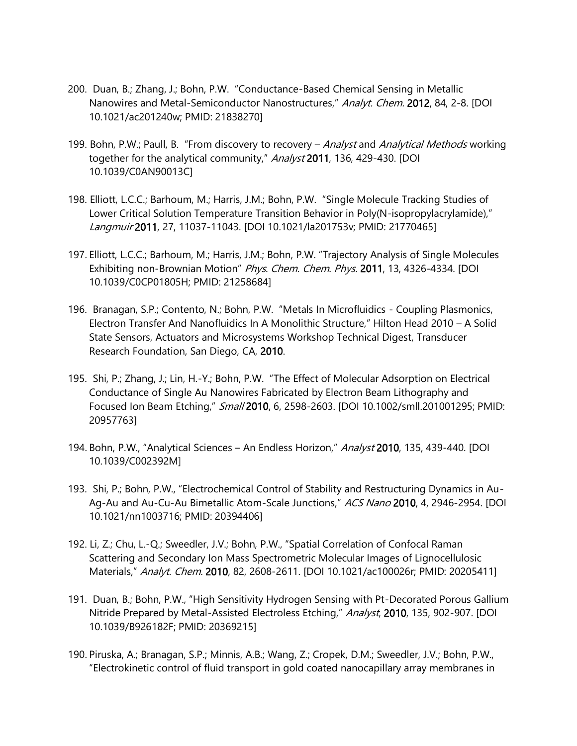200. Duan, B.; Zhang, J.; Bohn, P.W. "Conductance-Based Chemical Sensing in Metallic Nanowires and Metal-Semiconductor Nanostructures," *Analyt. Chem.* **2012**, 84, 2-8. [DOI 10.1021/ac201240w; PMID: 21838270]

199. Bohn, P.W.; Paull, B. "From discovery to recovery – *Analyst* and *Analytical Methods* working together for the analytical community," *Analyst* **2011**, 136, 429-430. [DOI 10.1039/C0AN90013C]

198. Elliott, L.C.C.; Barhoum, M.; Harris, J.M.; Bohn, P.W. "Single Molecule Tracking Studies of Lower Critical Solution Temperature Transition Behavior in Poly(N-isopropylacrylamide)," *Langmuir* **2011**, 27, 11037-11043. [DOI 10.1021/la201753v; PMID: 21770465]

197. Elliott, L.C.C.; Barhoum, M.; Harris, J.M.; Bohn, P.W. "Trajectory Analysis of Single Molecules Exhibiting non-Brownian Motion" *Phys. Chem. Chem. Phys.* **2011**, 13, 4326-4334. [DOI 10.1039/C0CP01805H; PMID: 21258684]

196. Branagan, S.P.; Contento, N.; Bohn, P.W. "Metals In Microfluidics - Coupling Plasmonics, Electron Transfer And Nanofluidics In A Monolithic Structure," Hilton Head 2010 – A Solid State Sensors, Actuators and Microsystems Workshop Technical Digest, Transducer Research Foundation, San Diego, CA, **2010**.

195. Shi, P.; Zhang, J.; Lin, H.-Y.; Bohn, P.W. "The Effect of Molecular Adsorption on Electrical Conductance of Single Au Nanowires Fabricated by Electron Beam Lithography and Focused Ion Beam Etching," *Small* **2010**, 6, 2598-2603. [DOI 10.1002/smll.201001295; PMID: 20957763]

194. Bohn, P.W., "Analytical Sciences – An Endless Horizon," *Analyst* **2010**, 135, 439-440. [DOI 10.1039/C002392M]

193. Shi, P.; Bohn, P.W., "Electrochemical Control of Stability and Restructuring Dynamics in Au-Ag-Au and Au-Cu-Au Bimetallic Atom-Scale Junctions," *ACS Nano* **2010**, 4, 2946-2954. [DOI 10.1021/nn1003716; PMID: 20394406]

192. Li, Z.; Chu, L.-Q.; Sweedler, J.V.; Bohn, P.W., "Spatial Correlation of Confocal Raman Scattering and Secondary Ion Mass Spectrometric Molecular Images of Lignocellulosic Materials," *Analyt. Chem.* **2010**, 82, 2608-2611. [DOI 10.1021/ac100026r; PMID: 20205411]

191. Duan, B.; Bohn, P.W., "High Sensitivity Hydrogen Sensing with Pt-Decorated Porous Gallium Nitride Prepared by Metal-Assisted Electroless Etching," *Analyst*, **2010**, 135, 902-907. [DOI 10.1039/B926182F; PMID: 20369215]

190. Piruska, A.; Branagan, S.P.; Minnis, A.B.; Wang, Z.; Cropek, D.M.; Sweedler, J.V.; Bohn, P.W., "Electrokinetic control of fluid transport in gold coated nanocapillary array membranes in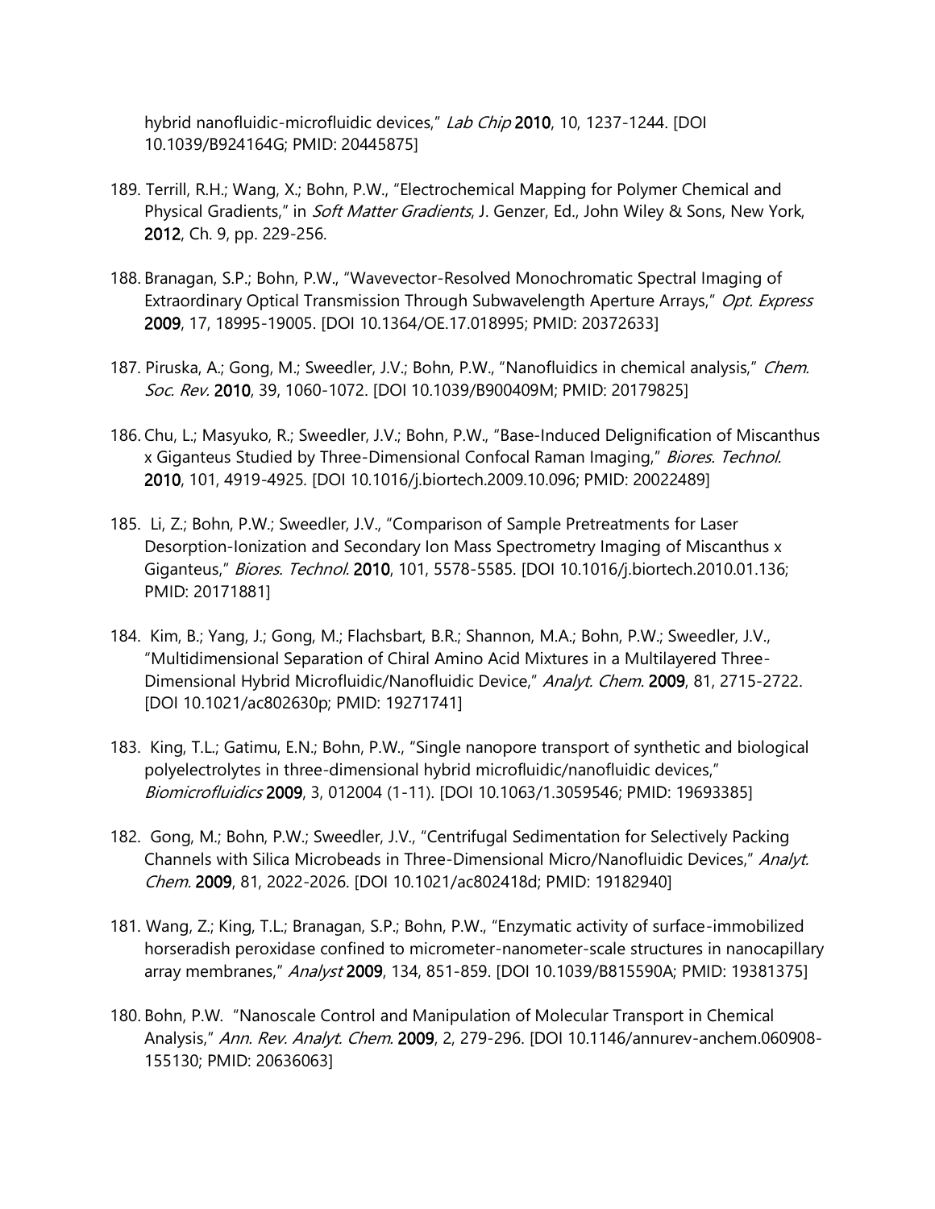hybrid nanofluidic-microfluidic devices," *Lab Chip* **2010**, 10, 1237-1244. [DOI 10.1039/B924164G; PMID: 20445875]

189. Terrill, R.H.; Wang, X.; Bohn, P.W., "Electrochemical Mapping for Polymer Chemical and Physical Gradients," in *Soft Matter Gradients*, J. Genzer, Ed., John Wiley & Sons, New York, **2012**, Ch. 9, pp. 229-256.

188. Branagan, S.P.; Bohn, P.W., "Wavevector-Resolved Monochromatic Spectral Imaging of Extraordinary Optical Transmission Through Subwavelength Aperture Arrays," *Opt. Express* **2009**, 17, 18995-19005. [DOI 10.1364/OE.17.018995; PMID: 20372633]

187. Piruska, A.; Gong, M.; Sweedler, J.V.; Bohn, P.W., "Nanofluidics in chemical analysis," *Chem. Soc. Rev.* **2010**, 39, 1060-1072. [DOI 10.1039/B900409M; PMID: 20179825]

186. Chu, L.; Masyuko, R.; Sweedler, J.V.; Bohn, P.W., "Base-Induced Delignification of Miscanthus x Giganteus Studied by Three-Dimensional Confocal Raman Imaging," *Biores. Technol.* **2010**, 101, 4919-4925. [DOI 10.1016/j.biortech.2009.10.096; PMID: 20022489]

185. Li, Z.; Bohn, P.W.; Sweedler, J.V., "Comparison of Sample Pretreatments for Laser Desorption-Ionization and Secondary Ion Mass Spectrometry Imaging of Miscanthus x Giganteus," *Biores. Technol.* **2010**, 101, 5578-5585. [DOI 10.1016/j.biortech.2010.01.136; PMID: 20171881]

184. Kim, B.; Yang, J.; Gong, M.; Flachsbart, B.R.; Shannon, M.A.; Bohn, P.W.; Sweedler, J.V., "Multidimensional Separation of Chiral Amino Acid Mixtures in a Multilayered Three-Dimensional Hybrid Microfluidic/Nanofluidic Device," *Analyt. Chem.* **2009**, 81, 2715-2722. [DOI 10.1021/ac802630p; PMID: 19271741]

183. King, T.L.; Gatimu, E.N.; Bohn, P.W., "Single nanopore transport of synthetic and biological polyelectrolytes in three-dimensional hybrid microfluidic/nanofluidic devices," *Biomicrofluidics* **2009**, 3, 012004 (1-11). [DOI 10.1063/1.3059546; PMID: 19693385]

182. Gong, M.; Bohn, P.W.; Sweedler, J.V., "Centrifugal Sedimentation for Selectively Packing Channels with Silica Microbeads in Three-Dimensional Micro/Nanofluidic Devices," *Analyt. Chem.* **2009**, 81, 2022-2026. [DOI 10.1021/ac802418d; PMID: 19182940]

181. Wang, Z.; King, T.L.; Branagan, S.P.; Bohn, P.W., "Enzymatic activity of surface-immobilized horseradish peroxidase confined to micrometer-nanometer-scale structures in nanocapillary array membranes," *Analyst* **2009**, 134, 851-859. [DOI 10.1039/B815590A; PMID: 19381375]

180. Bohn, P.W. "Nanoscale Control and Manipulation of Molecular Transport in Chemical Analysis," *Ann. Rev. Analyt. Chem.* **2009**, 2, 279-296. [DOI 10.1146/annurev-anchem.060908-155130; PMID: 20636063]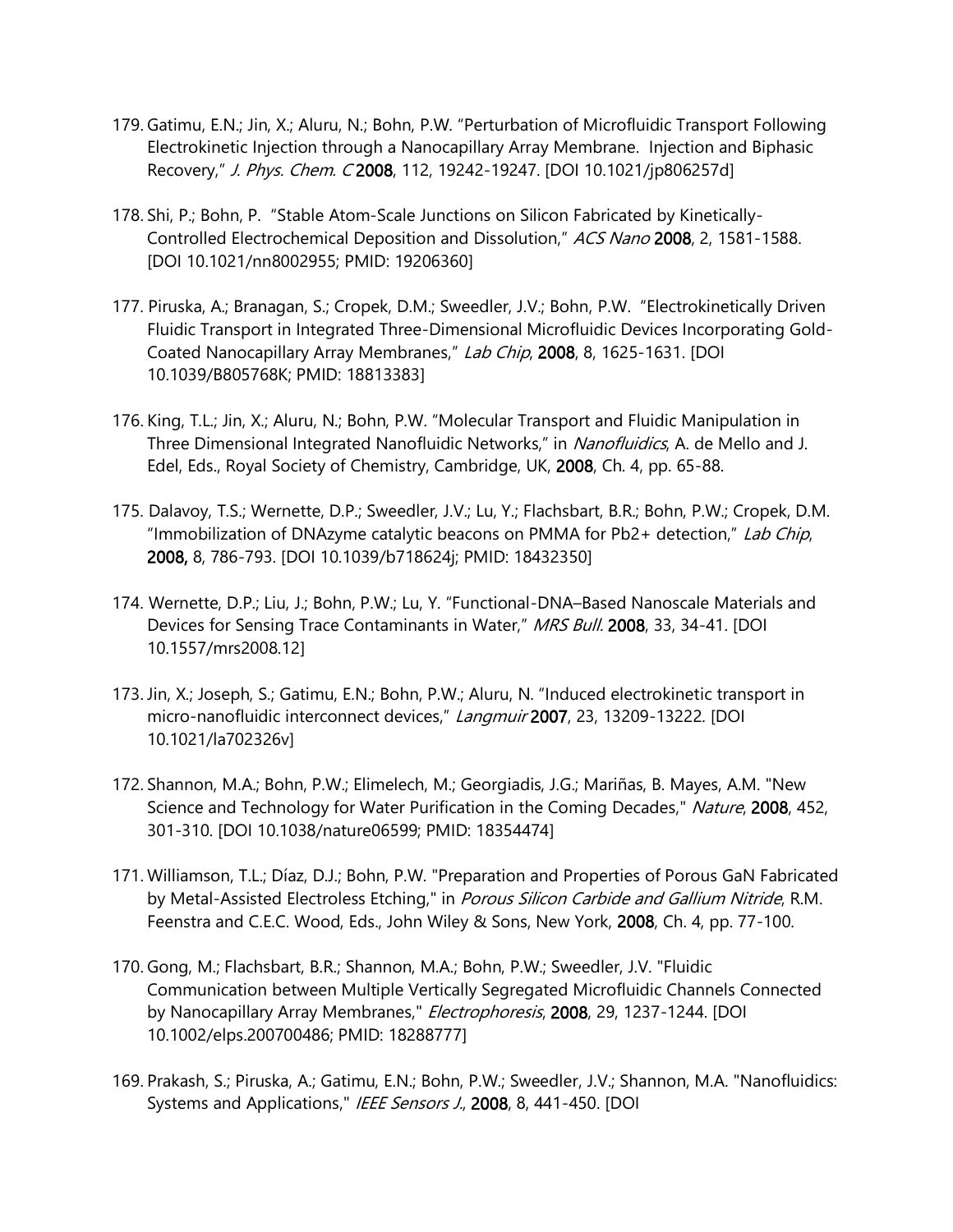179. Gatimu, E.N.; Jin, X.; Aluru, N.; Bohn, P.W. "Perturbation of Microfluidic Transport Following Electrokinetic Injection through a Nanocapillary Array Membrane. Injection and Biphasic Recovery," *J. Phys. Chem. C* **2008**, 112, 19242-19247. [DOI 10.1021/jp806257d]

178. Shi, P.; Bohn, P. "Stable Atom-Scale Junctions on Silicon Fabricated by Kinetically-Controlled Electrochemical Deposition and Dissolution," *ACS Nano* **2008**, 2, 1581-1588. [DOI 10.1021/nn8002955; PMID: 19206360]

177. Piruska, A.; Branagan, S.; Cropek, D.M.; Sweedler, J.V.; Bohn, P.W. "Electrokinetically Driven Fluidic Transport in Integrated Three-Dimensional Microfluidic Devices Incorporating Gold-Coated Nanocapillary Array Membranes," *Lab Chip*, **2008**, 8, 1625-1631. [DOI 10.1039/B805768K; PMID: 18813383]

176. King, T.L.; Jin, X.; Aluru, N.; Bohn, P.W. "Molecular Transport and Fluidic Manipulation in Three Dimensional Integrated Nanofluidic Networks," in *Nanofluidics*, A. de Mello and J. Edel, Eds., Royal Society of Chemistry, Cambridge, UK, **2008**, Ch. 4, pp. 65-88.

175. Dalavoy, T.S.; Wernette, D.P.; Sweedler, J.V.; Lu, Y.; Flachsbart, B.R.; Bohn, P.W.; Cropek, D.M. "Immobilization of DNAzyme catalytic beacons on PMMA for Pb2+ detection," *Lab Chip*, **2008,** 8, 786-793. [DOI 10.1039/b718624j; PMID: 18432350]

174. Wernette, D.P.; Liu, J.; Bohn, P.W.; Lu, Y. "Functional-DNA–Based Nanoscale Materials and Devices for Sensing Trace Contaminants in Water," *MRS Bull.* **2008**, 33, 34-41. [DOI 10.1557/mrs2008.12]

173. Jin, X.; Joseph, S.; Gatimu, E.N.; Bohn, P.W.; Aluru, N. "Induced electrokinetic transport in micro-nanofluidic interconnect devices," *Langmuir* **2007**, 23, 13209-13222. [DOI 10.1021/la702326v]

172. Shannon, M.A.; Bohn, P.W.; Elimelech, M.; Georgiadis, J.G.; Mariñas, B. Mayes, A.M. "New Science and Technology for Water Purification in the Coming Decades," *Nature*, **2008**, 452, 301-310. [DOI 10.1038/nature06599; PMID: 18354474]

171. Williamson, T.L.; Díaz, D.J.; Bohn, P.W. "Preparation and Properties of Porous GaN Fabricated by Metal-Assisted Electroless Etching," in *Porous Silicon Carbide and Gallium Nitride*, R.M. Feenstra and C.E.C. Wood, Eds., John Wiley & Sons, New York, **2008**, Ch. 4, pp. 77-100.

170. Gong, M.; Flachsbart, B.R.; Shannon, M.A.; Bohn, P.W.; Sweedler, J.V. "Fluidic Communication between Multiple Vertically Segregated Microfluidic Channels Connected by Nanocapillary Array Membranes," *Electrophoresis*, **2008**, 29, 1237-1244. [DOI 10.1002/elps.200700486; PMID: 18288777]

169. Prakash, S.; Piruska, A.; Gatimu, E.N.; Bohn, P.W.; Sweedler, J.V.; Shannon, M.A. "Nanofluidics: Systems and Applications," *IEEE Sensors J.*, **2008**, 8, 441-450. [DOI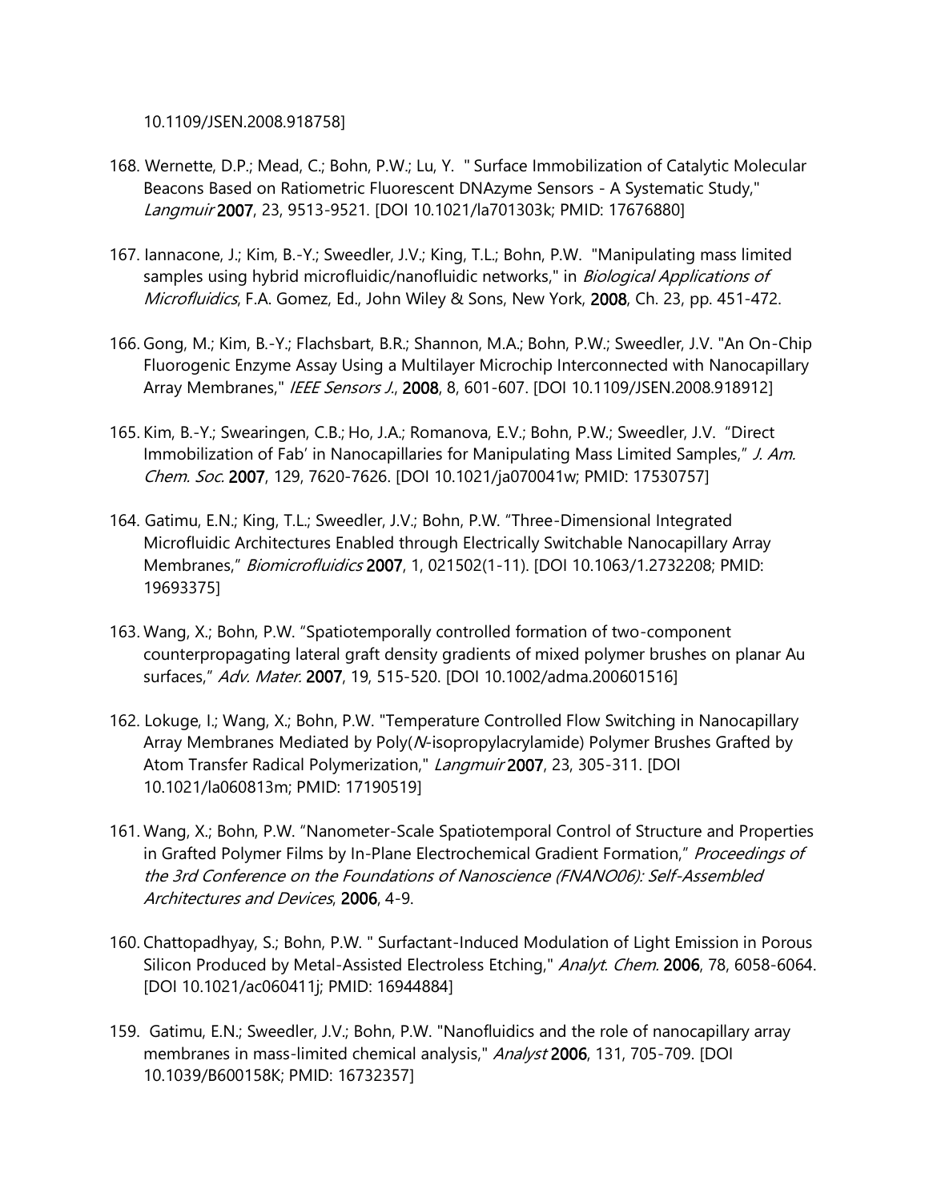10.1109/JSEN.2008.918758]

168. Wernette, D.P.; Mead, C.; Bohn, P.W.; Lu, Y. " Surface Immobilization of Catalytic Molecular Beacons Based on Ratiometric Fluorescent DNAzyme Sensors - A Systematic Study," *Langmuir* **2007**, 23, 9513-9521. [DOI 10.1021/la701303k; PMID: 17676880]

167. Iannacone, J.; Kim, B.-Y.; Sweedler, J.V.; King, T.L.; Bohn, P.W. "Manipulating mass limited samples using hybrid microfluidic/nanofluidic networks," in *Biological Applications of Microfluidics*, F.A. Gomez, Ed., John Wiley & Sons, New York, **2008**, Ch. 23, pp. 451-472.

166. Gong, M.; Kim, B.-Y.; Flachsbart, B.R.; Shannon, M.A.; Bohn, P.W.; Sweedler, J.V. "An On-Chip Fluorogenic Enzyme Assay Using a Multilayer Microchip Interconnected with Nanocapillary Array Membranes," *IEEE Sensors J.*, **2008**, 8, 601-607. [DOI 10.1109/JSEN.2008.918912]

165. Kim, B.-Y.; Swearingen, C.B.; Ho, J.A.; Romanova, E.V.; Bohn, P.W.; Sweedler, J.V. "Direct Immobilization of Fab' in Nanocapillaries for Manipulating Mass Limited Samples," *J. Am. Chem. Soc.* **2007**, 129, 7620-7626. [DOI 10.1021/ja070041w; PMID: 17530757]

164. Gatimu, E.N.; King, T.L.; Sweedler, J.V.; Bohn, P.W. "Three-Dimensional Integrated Microfluidic Architectures Enabled through Electrically Switchable Nanocapillary Array Membranes," *Biomicrofluidics* **2007**, 1, 021502(1-11). [DOI 10.1063/1.2732208; PMID: 19693375]

163. Wang, X.; Bohn, P.W. "Spatiotemporally controlled formation of two-component counterpropagating lateral graft density gradients of mixed polymer brushes on planar Au surfaces," *Adv. Mater.* **2007**, 19, 515-520. [DOI 10.1002/adma.200601516]

162. Lokuge, I.; Wang, X.; Bohn, P.W. "Temperature Controlled Flow Switching in Nanocapillary Array Membranes Mediated by Poly(*N*-isopropylacrylamide) Polymer Brushes Grafted by Atom Transfer Radical Polymerization," *Langmuir* **2007**, 23, 305-311. [DOI 10.1021/la060813m; PMID: 17190519]

161. Wang, X.; Bohn, P.W. "Nanometer-Scale Spatiotemporal Control of Structure and Properties in Grafted Polymer Films by In-Plane Electrochemical Gradient Formation," *Proceedings of the 3rd Conference on the Foundations of Nanoscience (FNANO06): Self-Assembled Architectures and Devices*, **2006**, 4-9.

160. Chattopadhyay, S.; Bohn, P.W. " Surfactant-Induced Modulation of Light Emission in Porous Silicon Produced by Metal-Assisted Electroless Etching," *Analyt. Chem.* **2006**, 78, 6058-6064. [DOI 10.1021/ac060411j; PMID: 16944884]

159. Gatimu, E.N.; Sweedler, J.V.; Bohn, P.W. "Nanofluidics and the role of nanocapillary array membranes in mass-limited chemical analysis," *Analyst* **2006**, 131, 705-709. [DOI 10.1039/B600158K; PMID: 16732357]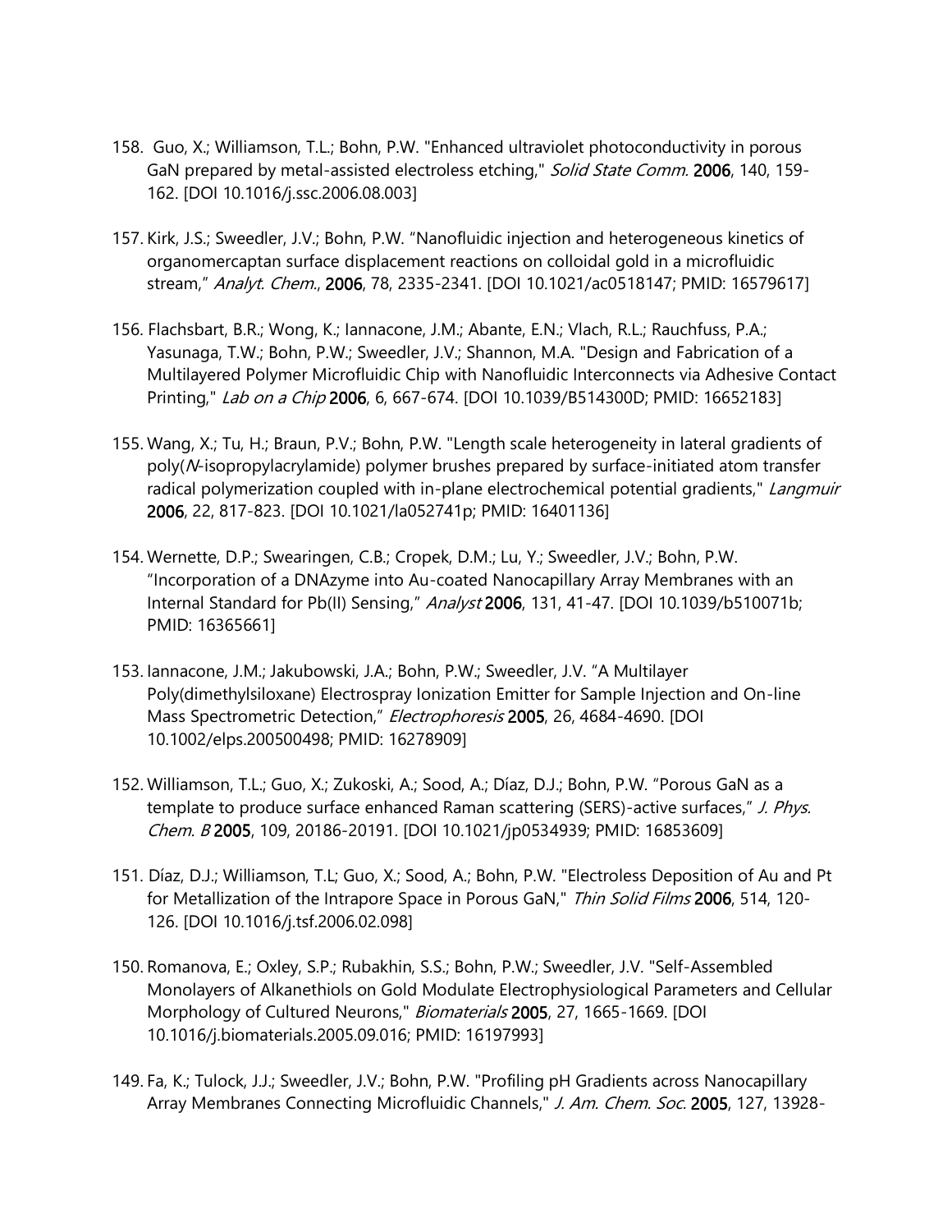158. Guo, X.; Williamson, T.L.; Bohn, P.W. "Enhanced ultraviolet photoconductivity in porous GaN prepared by metal-assisted electroless etching," *Solid State Comm.* **2006**, 140, 159-162. [DOI 10.1016/j.ssc.2006.08.003]

157. Kirk, J.S.; Sweedler, J.V.; Bohn, P.W. "Nanofluidic injection and heterogeneous kinetics of organomercaptan surface displacement reactions on colloidal gold in a microfluidic stream," *Analyt. Chem.*, **2006**, 78, 2335-2341. [DOI 10.1021/ac0518147; PMID: 16579617]

156. Flachsbart, B.R.; Wong, K.; Iannacone, J.M.; Abante, E.N.; Vlach, R.L.; Rauchfuss, P.A.; Yasunaga, T.W.; Bohn, P.W.; Sweedler, J.V.; Shannon, M.A. "Design and Fabrication of a Multilayered Polymer Microfluidic Chip with Nanofluidic Interconnects via Adhesive Contact Printing," *Lab on a Chip* **2006**, 6, 667-674. [DOI 10.1039/B514300D; PMID: 16652183]

155. Wang, X.; Tu, H.; Braun, P.V.; Bohn, P.W. "Length scale heterogeneity in lateral gradients of poly(*N*-isopropylacrylamide) polymer brushes prepared by surface-initiated atom transfer radical polymerization coupled with in-plane electrochemical potential gradients," *Langmuir* **2006**, 22, 817-823. [DOI 10.1021/la052741p; PMID: 16401136]

154. Wernette, D.P.; Swearingen, C.B.; Cropek, D.M.; Lu, Y.; Sweedler, J.V.; Bohn, P.W. "Incorporation of a DNAzyme into Au-coated Nanocapillary Array Membranes with an Internal Standard for Pb(II) Sensing," *Analyst* **2006**, 131, 41-47. [DOI 10.1039/b510071b; PMID: 16365661]

153. Iannacone, J.M.; Jakubowski, J.A.; Bohn, P.W.; Sweedler, J.V. "A Multilayer Poly(dimethylsiloxane) Electrospray Ionization Emitter for Sample Injection and On-line Mass Spectrometric Detection," *Electrophoresis* **2005**, 26, 4684-4690. [DOI 10.1002/elps.200500498; PMID: 16278909]

152. Williamson, T.L.; Guo, X.; Zukoski, A.; Sood, A.; Díaz, D.J.; Bohn, P.W. "Porous GaN as a template to produce surface enhanced Raman scattering (SERS)-active surfaces," *J. Phys. Chem. B* **2005**, 109, 20186-20191. [DOI 10.1021/jp0534939; PMID: 16853609]

151. Díaz, D.J.; Williamson, T.L; Guo, X.; Sood, A.; Bohn, P.W. "Electroless Deposition of Au and Pt for Metallization of the Intrapore Space in Porous GaN," *Thin Solid Films* **2006**, 514, 120-126. [DOI 10.1016/j.tsf.2006.02.098]

150. Romanova, E.; Oxley, S.P.; Rubakhin, S.S.; Bohn, P.W.; Sweedler, J.V. "Self-Assembled Monolayers of Alkanethiols on Gold Modulate Electrophysiological Parameters and Cellular Morphology of Cultured Neurons," *Biomaterials* **2005**, 27, 1665-1669. [DOI 10.1016/j.biomaterials.2005.09.016; PMID: 16197993]

149. Fa, K.; Tulock, J.J.; Sweedler, J.V.; Bohn, P.W. "Profiling pH Gradients across Nanocapillary Array Membranes Connecting Microfluidic Channels," *J. Am. Chem. Soc.* **2005**, 127, 13928-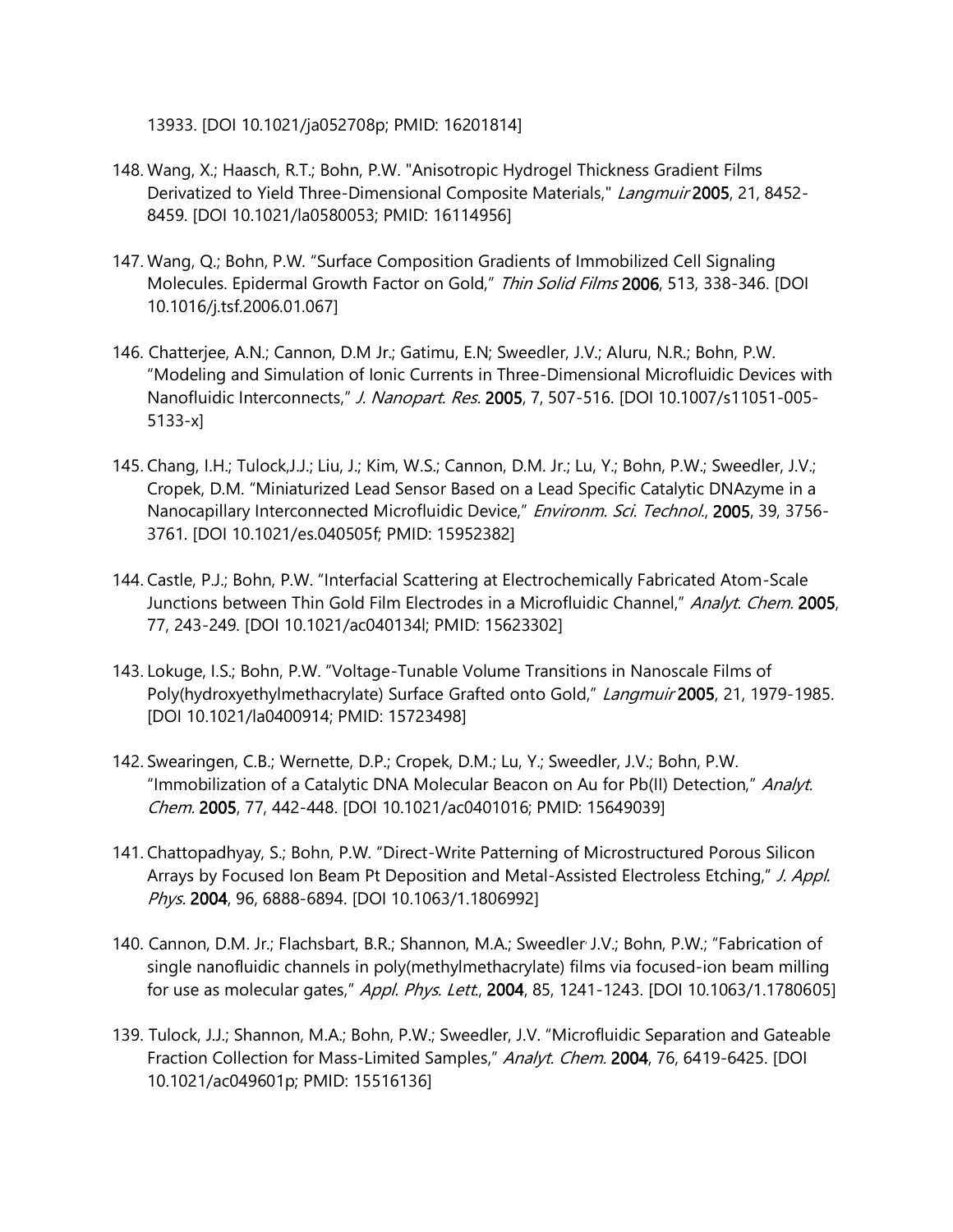13933. [DOI 10.1021/ja052708p; PMID: 16201814]

148. Wang, X.; Haasch, R.T.; Bohn, P.W. "Anisotropic Hydrogel Thickness Gradient Films Derivatized to Yield Three-Dimensional Composite Materials," *Langmuir* **2005**, 21, 8452-8459. [DOI 10.1021/la0580053; PMID: 16114956]

147. Wang, Q.; Bohn, P.W. "Surface Composition Gradients of Immobilized Cell Signaling Molecules. Epidermal Growth Factor on Gold," *Thin Solid Films* **2006**, 513, 338-346. [DOI 10.1016/j.tsf.2006.01.067]

146. Chatterjee, A.N.; Cannon, D.M Jr.; Gatimu, E.N; Sweedler, J.V.; Aluru, N.R.; Bohn, P.W. "Modeling and Simulation of Ionic Currents in Three-Dimensional Microfluidic Devices with Nanofluidic Interconnects," *J. Nanopart. Res.* **2005**, 7, 507-516. [DOI 10.1007/s11051-005-5133-x]

145. Chang, I.H.; Tulock,J.J.; Liu, J.; Kim, W.S.; Cannon, D.M. Jr.; Lu, Y.; Bohn, P.W.; Sweedler, J.V.; Cropek, D.M. "Miniaturized Lead Sensor Based on a Lead Specific Catalytic DNAzyme in a Nanocapillary Interconnected Microfluidic Device," *Environm. Sci. Technol.*, **2005**, 39, 3756-3761. [DOI 10.1021/es.040505f; PMID: 15952382]

144. Castle, P.J.; Bohn, P.W. "Interfacial Scattering at Electrochemically Fabricated Atom-Scale Junctions between Thin Gold Film Electrodes in a Microfluidic Channel," *Analyt. Chem.* **2005**, 77, 243-249. [DOI 10.1021/ac040134l; PMID: 15623302]

143. Lokuge, I.S.; Bohn, P.W. "Voltage-Tunable Volume Transitions in Nanoscale Films of Poly(hydroxyethylmethacrylate) Surface Grafted onto Gold," *Langmuir* **2005**, 21, 1979-1985. [DOI 10.1021/la0400914; PMID: 15723498]

142. Swearingen, C.B.; Wernette, D.P.; Cropek, D.M.; Lu, Y.; Sweedler, J.V.; Bohn, P.W. "Immobilization of a Catalytic DNA Molecular Beacon on Au for Pb(II) Detection," *Analyt. Chem.* **2005**, 77, 442-448. [DOI 10.1021/ac0401016; PMID: 15649039]

141. Chattopadhyay, S.; Bohn, P.W. "Direct-Write Patterning of Microstructured Porous Silicon Arrays by Focused Ion Beam Pt Deposition and Metal-Assisted Electroless Etching," *J. Appl. Phys.* **2004**, 96, 6888-6894. [DOI 10.1063/1.1806992]

140. Cannon, D.M. Jr.; Flachsbart, B.R.; Shannon, M.A.; Sweedler, J.V.; Bohn, P.W.; "Fabrication of single nanofluidic channels in poly(methylmethacrylate) films via focused-ion beam milling for use as molecular gates," *Appl. Phys. Lett.*, **2004**, 85, 1241-1243. [DOI 10.1063/1.1780605]

139. Tulock, J.J.; Shannon, M.A.; Bohn, P.W.; Sweedler, J.V. "Microfluidic Separation and Gateable Fraction Collection for Mass-Limited Samples," *Analyt. Chem.* **2004**, 76, 6419-6425. [DOI 10.1021/ac049601p; PMID: 15516136]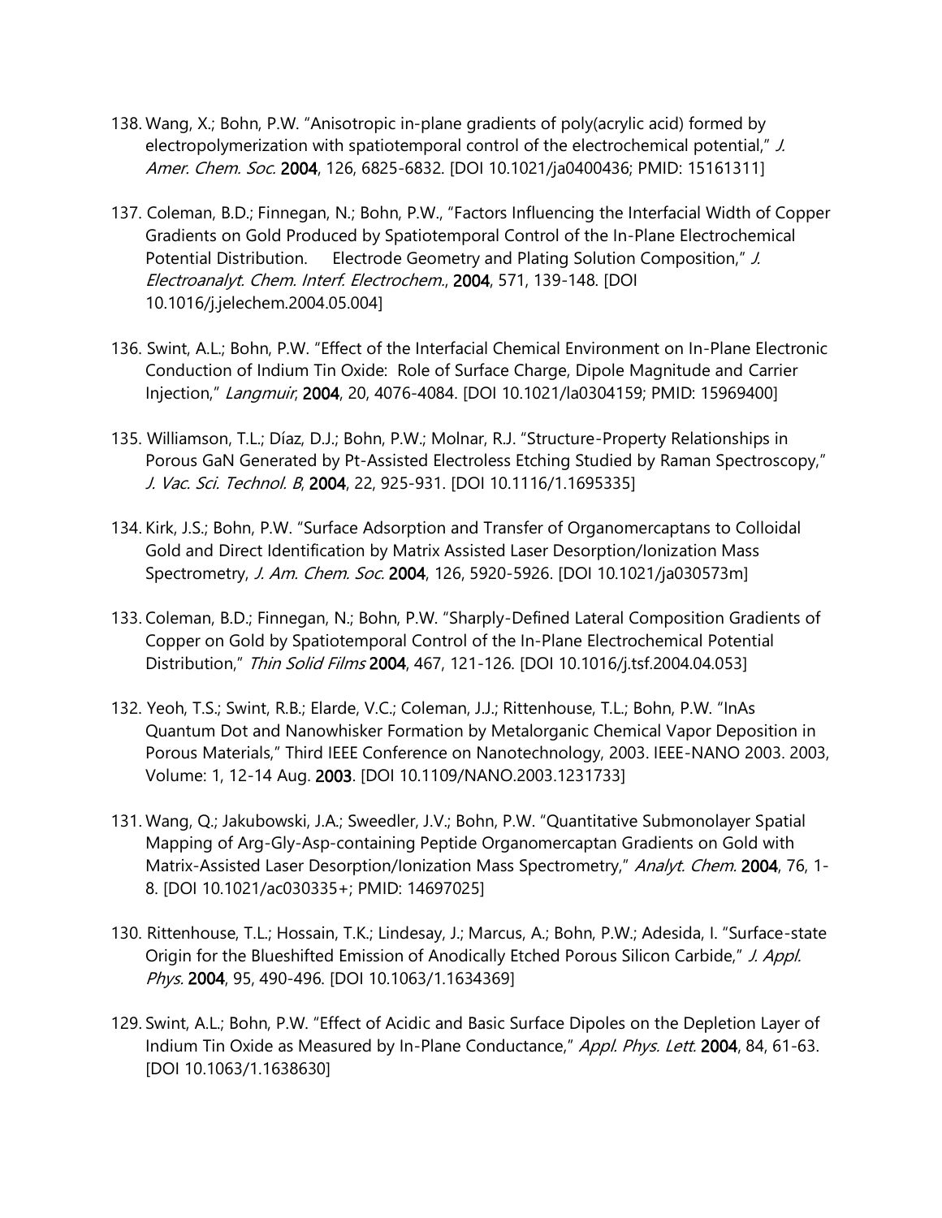138. Wang, X.; Bohn, P.W. "Anisotropic in-plane gradients of poly(acrylic acid) formed by electropolymerization with spatiotemporal control of the electrochemical potential," *J. Amer. Chem. Soc.* **2004**, 126, 6825-6832. [DOI 10.1021/ja0400436; PMID: 15161311]

137. Coleman, B.D.; Finnegan, N.; Bohn, P.W., "Factors Influencing the Interfacial Width of Copper Gradients on Gold Produced by Spatiotemporal Control of the In-Plane Electrochemical Potential Distribution. Electrode Geometry and Plating Solution Composition," *J. Electroanalyt. Chem. Interf. Electrochem.*, **2004**, 571, 139-148. [DOI 10.1016/j.jelechem.2004.05.004]

136. Swint, A.L.; Bohn, P.W. "Effect of the Interfacial Chemical Environment on In-Plane Electronic Conduction of Indium Tin Oxide: Role of Surface Charge, Dipole Magnitude and Carrier Injection," *Langmuir*, **2004**, 20, 4076-4084. [DOI 10.1021/la0304159; PMID: 15969400]

135. Williamson, T.L.; Díaz, D.J.; Bohn, P.W.; Molnar, R.J. "Structure-Property Relationships in Porous GaN Generated by Pt-Assisted Electroless Etching Studied by Raman Spectroscopy," *J. Vac. Sci. Technol. B*, **2004**, 22, 925-931. [DOI 10.1116/1.1695335]

134. Kirk, J.S.; Bohn, P.W. "Surface Adsorption and Transfer of Organomercaptans to Colloidal Gold and Direct Identification by Matrix Assisted Laser Desorption/Ionization Mass Spectrometry, *J. Am. Chem. Soc.* **2004**, 126, 5920-5926. [DOI 10.1021/ja030573m]

133. Coleman, B.D.; Finnegan, N.; Bohn, P.W. "Sharply-Defined Lateral Composition Gradients of Copper on Gold by Spatiotemporal Control of the In-Plane Electrochemical Potential Distribution," *Thin Solid Films* **2004**, 467, 121-126. [DOI 10.1016/j.tsf.2004.04.053]

132. Yeoh, T.S.; Swint, R.B.; Elarde, V.C.; Coleman, J.J.; Rittenhouse, T.L.; Bohn, P.W. "InAs Quantum Dot and Nanowhisker Formation by Metalorganic Chemical Vapor Deposition in Porous Materials," Third IEEE Conference on Nanotechnology, 2003. IEEE-NANO 2003. 2003, Volume: 1, 12-14 Aug. **2003**. [DOI 10.1109/NANO.2003.1231733]

131. Wang, Q.; Jakubowski, J.A.; Sweedler, J.V.; Bohn, P.W. "Quantitative Submonolayer Spatial Mapping of Arg-Gly-Asp-containing Peptide Organomercaptan Gradients on Gold with Matrix-Assisted Laser Desorption/Ionization Mass Spectrometry," *Analyt. Chem.* **2004**, 76, 1-8. [DOI 10.1021/ac030335+; PMID: 14697025]

130. Rittenhouse, T.L.; Hossain, T.K.; Lindesay, J.; Marcus, A.; Bohn, P.W.; Adesida, I. "Surface-state Origin for the Blueshifted Emission of Anodically Etched Porous Silicon Carbide," *J. Appl. Phys.* **2004**, 95, 490-496. [DOI 10.1063/1.1634369]

129. Swint, A.L.; Bohn, P.W. "Effect of Acidic and Basic Surface Dipoles on the Depletion Layer of Indium Tin Oxide as Measured by In-Plane Conductance," *Appl. Phys. Lett.* **2004**, 84, 61-63. [DOI 10.1063/1.1638630]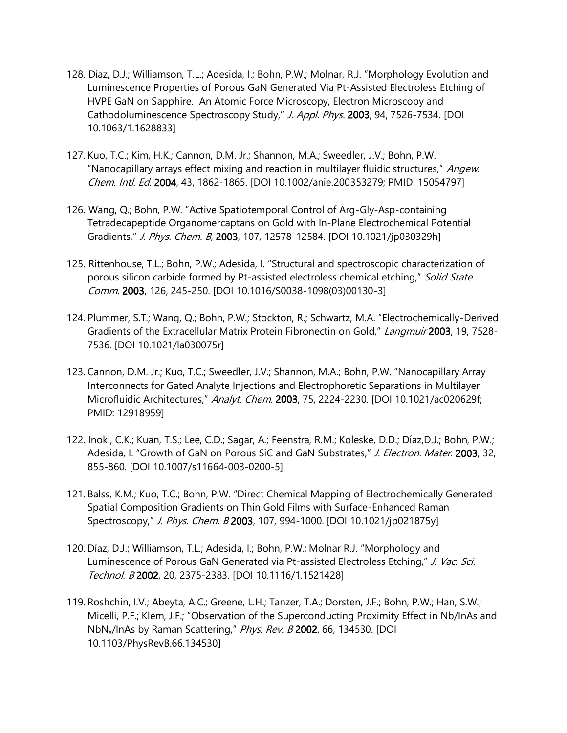128. Díaz, D.J.; Williamson, T.L.; Adesida, I.; Bohn, P.W.; Molnar, R.J. "Morphology Evolution and Luminescence Properties of Porous GaN Generated Via Pt-Assisted Electroless Etching of HVPE GaN on Sapphire. An Atomic Force Microscopy, Electron Microscopy and Cathodoluminescence Spectroscopy Study," *J. Appl. Phys.* **2003**, 94, 7526-7534. [DOI 10.1063/1.1628833]

127. Kuo, T.C.; Kim, H.K.; Cannon, D.M. Jr.; Shannon, M.A.; Sweedler, J.V.; Bohn, P.W. "Nanocapillary arrays effect mixing and reaction in multilayer fluidic structures," *Angew. Chem. Intl. Ed.* **2004**, 43, 1862-1865. [DOI 10.1002/anie.200353279; PMID: 15054797]

126. Wang, Q.; Bohn, P.W. "Active Spatiotemporal Control of Arg-Gly-Asp-containing Tetradecapeptide Organomercaptans on Gold with In-Plane Electrochemical Potential Gradients," *J. Phys. Chem. B*, **2003**, 107, 12578-12584. [DOI 10.1021/jp030329h]

125. Rittenhouse, T.L.; Bohn, P.W.; Adesida, I. "Structural and spectroscopic characterization of porous silicon carbide formed by Pt-assisted electroless chemical etching," *Solid State Comm.* **2003**, 126, 245-250. [DOI 10.1016/S0038-1098(03)00130-3]

124. Plummer, S.T.; Wang, Q.; Bohn, P.W.; Stockton, R.; Schwartz, M.A. "Electrochemically-Derived Gradients of the Extracellular Matrix Protein Fibronectin on Gold," *Langmuir* **2003**, 19, 7528-7536. [DOI 10.1021/la030075r]

123. Cannon, D.M. Jr.; Kuo, T.C.; Sweedler, J.V.; Shannon, M.A.; Bohn, P.W. "Nanocapillary Array Interconnects for Gated Analyte Injections and Electrophoretic Separations in Multilayer Microfluidic Architectures," *Analyt. Chem.* **2003**, 75, 2224-2230. [DOI 10.1021/ac020629f; PMID: 12918959]

122. Inoki, C.K.; Kuan, T.S.; Lee, C.D.; Sagar, A.; Feenstra, R.M.; Koleske, D.D.; Díaz,D.J.; Bohn, P.W.; Adesida, I. "Growth of GaN on Porous SiC and GaN Substrates," *J. Electron. Mater.* **2003**, 32, 855-860. [DOI 10.1007/s11664-003-0200-5]

121. Balss, K.M.; Kuo, T.C.; Bohn, P.W. "Direct Chemical Mapping of Electrochemically Generated Spatial Composition Gradients on Thin Gold Films with Surface-Enhanced Raman Spectroscopy," *J. Phys. Chem. B* **2003**, 107, 994-1000. [DOI 10.1021/jp021875y]

120. Díaz, D.J.; Williamson, T.L.; Adesida, I.; Bohn, P.W.; Molnar R.J. "Morphology and Luminescence of Porous GaN Generated via Pt-assisted Electroless Etching," *J. Vac. Sci. Technol. B* **2002**, 20, 2375-2383. [DOI 10.1116/1.1521428]

119. Roshchin, I.V.; Abeyta, A.C.; Greene, L.H.; Tanzer, T.A.; Dorsten, J.F.; Bohn, P.W.; Han, S.W.; Micelli, P.F.; Klem, J.F.; "Observation of the Superconducting Proximity Effect in Nb/InAs and $NbN_x$/InAs by Raman Scattering," *Phys. Rev. B* **2002**, 66, 134530. [DOI 10.1103/PhysRevB.66.134530]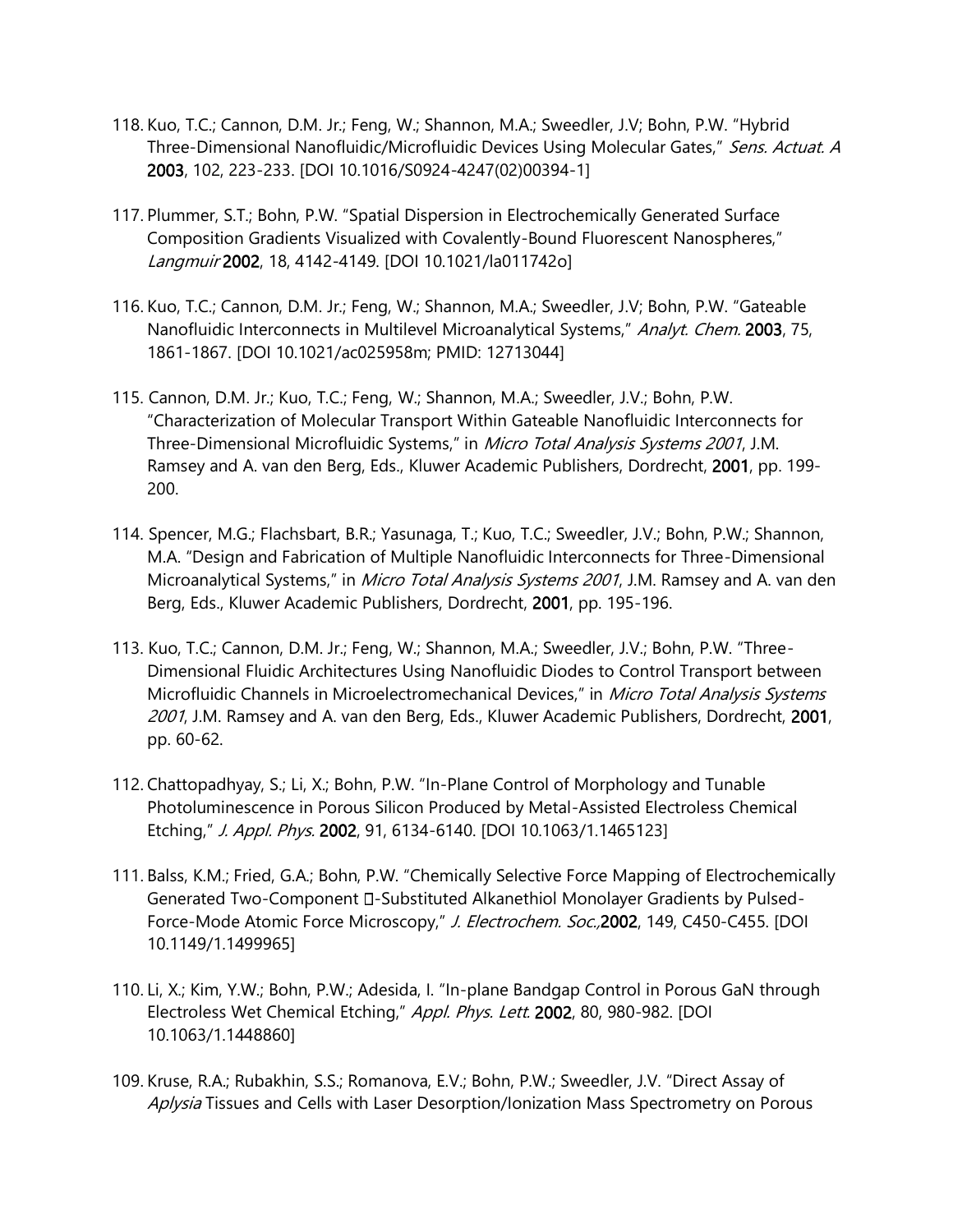118. Kuo, T.C.; Cannon, D.M. Jr.; Feng, W.; Shannon, M.A.; Sweedler, J.V; Bohn, P.W. "Hybrid Three-Dimensional Nanofluidic/Microfluidic Devices Using Molecular Gates," *Sens. Actuat. A* **2003**, 102, 223-233. [DOI 10.1016/S0924-4247(02)00394-1]

117. Plummer, S.T.; Bohn, P.W. "Spatial Dispersion in Electrochemically Generated Surface Composition Gradients Visualized with Covalently-Bound Fluorescent Nanospheres," *Langmuir* **2002**, 18, 4142-4149. [DOI 10.1021/la011742o]

116. Kuo, T.C.; Cannon, D.M. Jr.; Feng, W.; Shannon, M.A.; Sweedler, J.V; Bohn, P.W. "Gateable Nanofluidic Interconnects in Multilevel Microanalytical Systems," *Analyt. Chem.* **2003**, 75, 1861-1867. [DOI 10.1021/ac025958m; PMID: 12713044]

115. Cannon, D.M. Jr.; Kuo, T.C.; Feng, W.; Shannon, M.A.; Sweedler, J.V.; Bohn, P.W. "Characterization of Molecular Transport Within Gateable Nanofluidic Interconnects for Three-Dimensional Microfluidic Systems," in *Micro Total Analysis Systems 2001*, J.M. Ramsey and A. van den Berg, Eds., Kluwer Academic Publishers, Dordrecht, **2001**, pp. 199-200.

114. Spencer, M.G.; Flachsbart, B.R.; Yasunaga, T.; Kuo, T.C.; Sweedler, J.V.; Bohn, P.W.; Shannon, M.A. "Design and Fabrication of Multiple Nanofluidic Interconnects for Three-Dimensional Microanalytical Systems," in *Micro Total Analysis Systems 2001*, J.M. Ramsey and A. van den Berg, Eds., Kluwer Academic Publishers, Dordrecht, **2001**, pp. 195-196.

113. Kuo, T.C.; Cannon, D.M. Jr.; Feng, W.; Shannon, M.A.; Sweedler, J.V.; Bohn, P.W. "Three-Dimensional Fluidic Architectures Using Nanofluidic Diodes to Control Transport between Microfluidic Channels in Microelectromechanical Devices," in *Micro Total Analysis Systems 2001*, J.M. Ramsey and A. van den Berg, Eds., Kluwer Academic Publishers, Dordrecht, **2001**, pp. 60-62.

112. Chattopadhyay, S.; Li, X.; Bohn, P.W. "In-Plane Control of Morphology and Tunable Photoluminescence in Porous Silicon Produced by Metal-Assisted Electroless Chemical Etching," *J. Appl. Phys.* **2002**, 91, 6134-6140. [DOI 10.1063/1.1465123]

111. Balss, K.M.; Fried, G.A.; Bohn, P.W. "Chemically Selective Force Mapping of Electrochemically Generated Two-Component -Substituted Alkanethiol Monolayer Gradients by Pulsed-Force-Mode Atomic Force Microscopy," *J. Electrochem. Soc.,* **2002**, 149, C450-C455. [DOI 10.1149/1.1499965]

110. Li, X.; Kim, Y.W.; Bohn, P.W.; Adesida, I. "In-plane Bandgap Control in Porous GaN through Electroless Wet Chemical Etching," *Appl. Phys. Lett.* **2002**, 80, 980-982. [DOI 10.1063/1.1448860]

109. Kruse, R.A.; Rubakhin, S.S.; Romanova, E.V.; Bohn, P.W.; Sweedler, J.V. "Direct Assay of *Aplysia* Tissues and Cells with Laser Desorption/Ionization Mass Spectrometry on Porous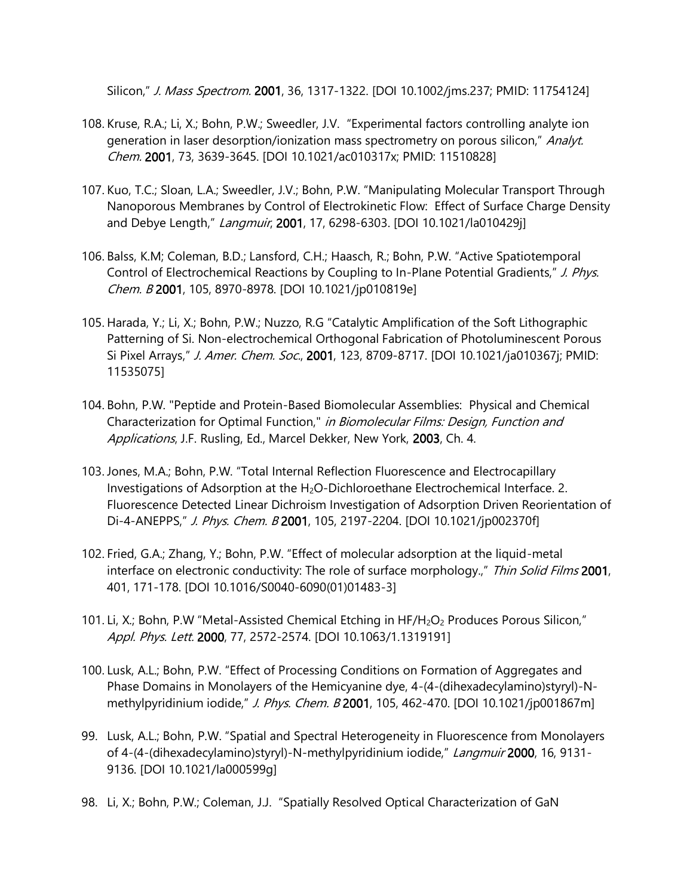Silicon," *J. Mass Spectrom.* **2001**, 36, 1317-1322. [DOI 10.1002/jms.237; PMID: 11754124]

108. Kruse, R.A.; Li, X.; Bohn, P.W.; Sweedler, J.V. "Experimental factors controlling analyte ion generation in laser desorption/ionization mass spectrometry on porous silicon," *Analyt. Chem.* **2001**, 73, 3639-3645. [DOI 10.1021/ac010317x; PMID: 11510828]

107. Kuo, T.C.; Sloan, L.A.; Sweedler, J.V.; Bohn, P.W. "Manipulating Molecular Transport Through Nanoporous Membranes by Control of Electrokinetic Flow: Effect of Surface Charge Density and Debye Length," *Langmuir*, **2001**, 17, 6298-6303. [DOI 10.1021/la010429j]

106. Balss, K.M; Coleman, B.D.; Lansford, C.H.; Haasch, R.; Bohn, P.W. "Active Spatiotemporal Control of Electrochemical Reactions by Coupling to In-Plane Potential Gradients," *J. Phys. Chem. B* **2001**, 105, 8970-8978. [DOI 10.1021/jp010819e]

105. Harada, Y.; Li, X.; Bohn, P.W.; Nuzzo, R.G "Catalytic Amplification of the Soft Lithographic Patterning of Si. Non-electrochemical Orthogonal Fabrication of Photoluminescent Porous Si Pixel Arrays," *J. Amer. Chem. Soc.*, **2001**, 123, 8709-8717. [DOI 10.1021/ja010367j; PMID: 11535075]

104. Bohn, P.W. "Peptide and Protein-Based Biomolecular Assemblies: Physical and Chemical Characterization for Optimal Function," *in Biomolecular Films: Design, Function and Applications*, J.F. Rusling, Ed., Marcel Dekker, New York, **2003**, Ch. 4.

103. Jones, M.A.; Bohn, P.W. "Total Internal Reflection Fluorescence and Electrocapillary Investigations of Adsorption at the $H_2O$-Dichloroethane Electrochemical Interface. 2. Fluorescence Detected Linear Dichroism Investigation of Adsorption Driven Reorientation of Di-4-ANEPPS," *J. Phys. Chem. B* **2001**, 105, 2197-2204. [DOI 10.1021/jp002370f]

102. Fried, G.A.; Zhang, Y.; Bohn, P.W. "Effect of molecular adsorption at the liquid-metal interface on electronic conductivity: The role of surface morphology.," *Thin Solid Films* **2001**, 401, 171-178. [DOI 10.1016/S0040-6090(01)01483-3]

101. Li, X.; Bohn, P.W "Metal-Assisted Chemical Etching in $HF/H_2O_2$ Produces Porous Silicon," *Appl. Phys. Lett.* **2000**, 77, 2572-2574. [DOI 10.1063/1.1319191]

100. Lusk, A.L.; Bohn, P.W. "Effect of Processing Conditions on Formation of Aggregates and Phase Domains in Monolayers of the Hemicyanine dye, 4-(4-(dihexadecylamino)styryl)-N-methylpyridinium iodide," *J. Phys. Chem. B* **2001**, 105, 462-470. [DOI 10.1021/jp001867m]

99. Lusk, A.L.; Bohn, P.W. "Spatial and Spectral Heterogeneity in Fluorescence from Monolayers of 4-(4-(dihexadecylamino)styryl)-N-methylpyridinium iodide," *Langmuir* **2000**, 16, 9131-9136. [DOI 10.1021/la000599g]

98. Li, X.; Bohn, P.W.; Coleman, J.J. "Spatially Resolved Optical Characterization of GaN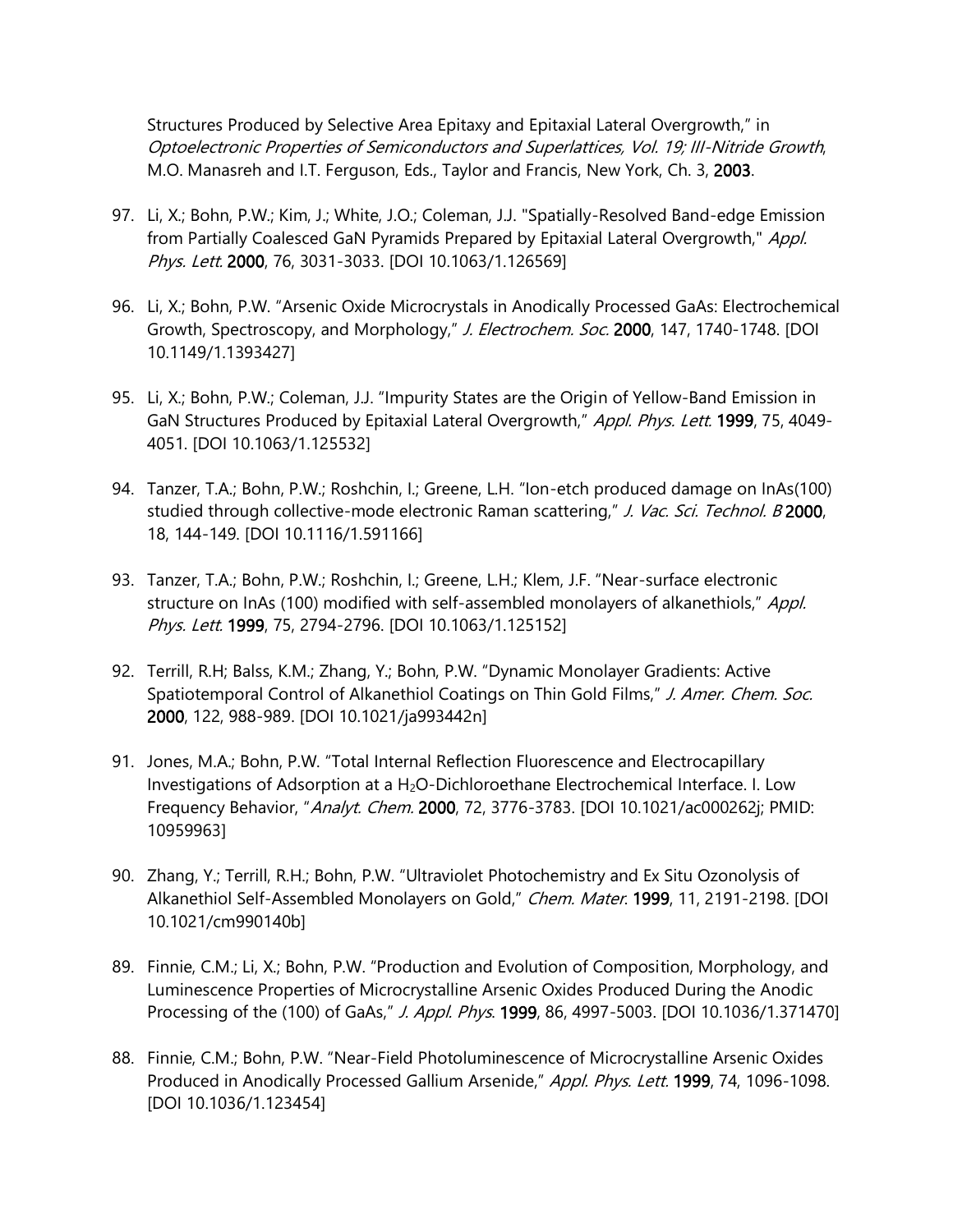Structures Produced by Selective Area Epitaxy and Epitaxial Lateral Overgrowth," in *Optoelectronic Properties of Semiconductors and Superlattices, Vol. 19; III-Nitride Growth*, M.O. Manasreh and I.T. Ferguson, Eds., Taylor and Francis, New York, Ch. 3, **2003**.

97. Li, X.; Bohn, P.W.; Kim, J.; White, J.O.; Coleman, J.J. "Spatially-Resolved Band-edge Emission from Partially Coalesced GaN Pyramids Prepared by Epitaxial Lateral Overgrowth," *Appl. Phys. Lett.* **2000**, 76, 3031-3033. [DOI 10.1063/1.126569]

96. Li, X.; Bohn, P.W. "Arsenic Oxide Microcrystals in Anodically Processed GaAs: Electrochemical Growth, Spectroscopy, and Morphology," *J. Electrochem. Soc.* **2000**, 147, 1740-1748. [DOI 10.1149/1.1393427]

95. Li, X.; Bohn, P.W.; Coleman, J.J. "Impurity States are the Origin of Yellow-Band Emission in GaN Structures Produced by Epitaxial Lateral Overgrowth," *Appl. Phys. Lett.* **1999**, 75, 4049-4051. [DOI 10.1063/1.125532]

94. Tanzer, T.A.; Bohn, P.W.; Roshchin, I.; Greene, L.H. "Ion-etch produced damage on InAs(100) studied through collective-mode electronic Raman scattering," *J. Vac. Sci. Technol. B* **2000**, 18, 144-149. [DOI 10.1116/1.591166]

93. Tanzer, T.A.; Bohn, P.W.; Roshchin, I.; Greene, L.H.; Klem, J.F. "Near-surface electronic structure on InAs (100) modified with self-assembled monolayers of alkanethiols," *Appl. Phys. Lett.* **1999**, 75, 2794-2796. [DOI 10.1063/1.125152]

92. Terrill, R.H; Balss, K.M.; Zhang, Y.; Bohn, P.W. "Dynamic Monolayer Gradients: Active Spatiotemporal Control of Alkanethiol Coatings on Thin Gold Films," *J. Amer. Chem. Soc.* **2000**, 122, 988-989. [DOI 10.1021/ja993442n]

91. Jones, M.A.; Bohn, P.W. "Total Internal Reflection Fluorescence and Electrocapillary Investigations of Adsorption at a $H_2O$-Dichloroethane Electrochemical Interface. I. Low Frequency Behavior, "*Analyt. Chem.* **2000**, 72, 3776-3783. [DOI 10.1021/ac000262j; PMID: 10959963]

90. Zhang, Y.; Terrill, R.H.; Bohn, P.W. "Ultraviolet Photochemistry and Ex Situ Ozonolysis of Alkanethiol Self-Assembled Monolayers on Gold," *Chem. Mater.* **1999**, 11, 2191-2198. [DOI 10.1021/cm990140b]

89. Finnie, C.M.; Li, X.; Bohn, P.W. "Production and Evolution of Composition, Morphology, and Luminescence Properties of Microcrystalline Arsenic Oxides Produced During the Anodic Processing of the (100) of GaAs," *J. Appl. Phys.* **1999**, 86, 4997-5003. [DOI 10.1036/1.371470]

88. Finnie, C.M.; Bohn, P.W. "Near-Field Photoluminescence of Microcrystalline Arsenic Oxides Produced in Anodically Processed Gallium Arsenide," *Appl. Phys. Lett.* **1999**, 74, 1096-1098. [DOI 10.1036/1.123454]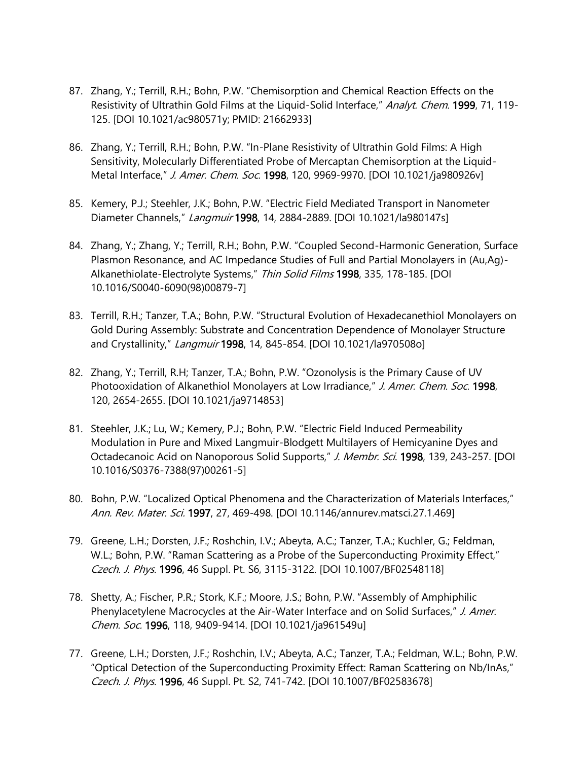87. Zhang, Y.; Terrill, R.H.; Bohn, P.W. "Chemisorption and Chemical Reaction Effects on the Resistivity of Ultrathin Gold Films at the Liquid-Solid Interface," *Analyt. Chem.* **1999**, 71, 119-125. [DOI 10.1021/ac980571y; PMID: 21662933]

86. Zhang, Y.; Terrill, R.H.; Bohn, P.W. "In-Plane Resistivity of Ultrathin Gold Films: A High Sensitivity, Molecularly Differentiated Probe of Mercaptan Chemisorption at the Liquid-Metal Interface," *J. Amer. Chem. Soc.* **1998**, 120, 9969-9970. [DOI 10.1021/ja980926v]

85. Kemery, P.J.; Steehler, J.K.; Bohn, P.W. "Electric Field Mediated Transport in Nanometer Diameter Channels," *Langmuir* **1998**, 14, 2884-2889. [DOI 10.1021/la980147s]

84. Zhang, Y.; Zhang, Y.; Terrill, R.H.; Bohn, P.W. "Coupled Second-Harmonic Generation, Surface Plasmon Resonance, and AC Impedance Studies of Full and Partial Monolayers in (Au,Ag)-Alkanethiolate-Electrolyte Systems," *Thin Solid Films* **1998**, 335, 178-185. [DOI 10.1016/S0040-6090(98)00879-7]

83. Terrill, R.H.; Tanzer, T.A.; Bohn, P.W. "Structural Evolution of Hexadecanethiol Monolayers on Gold During Assembly: Substrate and Concentration Dependence of Monolayer Structure and Crystallinity," *Langmuir* **1998**, 14, 845-854. [DOI 10.1021/la970508o]

82. Zhang, Y.; Terrill, R.H; Tanzer, T.A.; Bohn, P.W. "Ozonolysis is the Primary Cause of UV Photooxidation of Alkanethiol Monolayers at Low Irradiance," *J. Amer. Chem. Soc.* **1998**, 120, 2654-2655. [DOI 10.1021/ja9714853]

81. Steehler, J.K.; Lu, W.; Kemery, P.J.; Bohn, P.W. "Electric Field Induced Permeability Modulation in Pure and Mixed Langmuir-Blodgett Multilayers of Hemicyanine Dyes and Octadecanoic Acid on Nanoporous Solid Supports," *J. Membr. Sci.* **1998**, 139, 243-257. [DOI 10.1016/S0376-7388(97)00261-5]

80. Bohn, P.W. "Localized Optical Phenomena and the Characterization of Materials Interfaces," *Ann. Rev. Mater. Sci.* **1997**, 27, 469-498. [DOI 10.1146/annurev.matsci.27.1.469]

79. Greene, L.H.; Dorsten, J.F.; Roshchin, I.V.; Abeyta, A.C.; Tanzer, T.A.; Kuchler, G.; Feldman, W.L.; Bohn, P.W. "Raman Scattering as a Probe of the Superconducting Proximity Effect," *Czech. J. Phys.* **1996**, 46 Suppl. Pt. S6, 3115-3122. [DOI 10.1007/BF02548118]

78. Shetty, A.; Fischer, P.R.; Stork, K.F.; Moore, J.S.; Bohn, P.W. "Assembly of Amphiphilic Phenylacetylene Macrocycles at the Air-Water Interface and on Solid Surfaces," *J. Amer. Chem. Soc.* **1996**, 118, 9409-9414. [DOI 10.1021/ja961549u]

77. Greene, L.H.; Dorsten, J.F.; Roshchin, I.V.; Abeyta, A.C.; Tanzer, T.A.; Feldman, W.L.; Bohn, P.W. "Optical Detection of the Superconducting Proximity Effect: Raman Scattering on Nb/InAs," *Czech. J. Phys.* **1996**, 46 Suppl. Pt. S2, 741-742. [DOI 10.1007/BF02583678]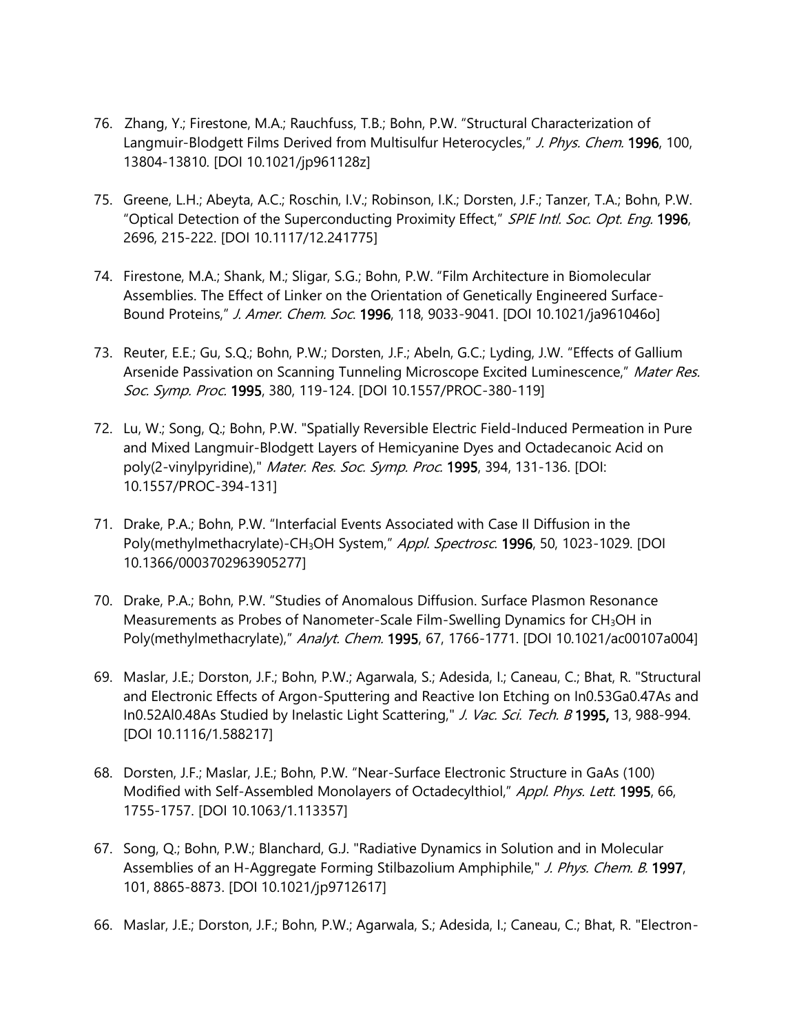76. Zhang, Y.; Firestone, M.A.; Rauchfuss, T.B.; Bohn, P.W. "Structural Characterization of Langmuir-Blodgett Films Derived from Multisulfur Heterocycles," *J. Phys. Chem.* **1996**, 100, 13804-13810. [DOI 10.1021/jp961128z]

75. Greene, L.H.; Abeyta, A.C.; Roschin, I.V.; Robinson, I.K.; Dorsten, J.F.; Tanzer, T.A.; Bohn, P.W. "Optical Detection of the Superconducting Proximity Effect," *SPIE Intl. Soc. Opt. Eng.* **1996**, 2696, 215-222. [DOI 10.1117/12.241775]

74. Firestone, M.A.; Shank, M.; Sligar, S.G.; Bohn, P.W. "Film Architecture in Biomolecular Assemblies. The Effect of Linker on the Orientation of Genetically Engineered Surface-Bound Proteins," *J. Amer. Chem. Soc.* **1996**, 118, 9033-9041. [DOI 10.1021/ja961046o]

73. Reuter, E.E.; Gu, S.Q.; Bohn, P.W.; Dorsten, J.F.; Abeln, G.C.; Lyding, J.W. "Effects of Gallium Arsenide Passivation on Scanning Tunneling Microscope Excited Luminescence," *Mater Res. Soc. Symp. Proc.* **1995**, 380, 119-124. [DOI 10.1557/PROC-380-119]

72. Lu, W.; Song, Q.; Bohn, P.W. "Spatially Reversible Electric Field-Induced Permeation in Pure and Mixed Langmuir-Blodgett Layers of Hemicyanine Dyes and Octadecanoic Acid on poly(2-vinylpyridine)," *Mater. Res. Soc. Symp. Proc.* **1995**, 394, 131-136. [DOI: 10.1557/PROC-394-131]

71. Drake, P.A.; Bohn, P.W. "Interfacial Events Associated with Case II Diffusion in the Poly(methylmethacrylate)-$CH_3OH$ System," *Appl. Spectrosc.* **1996**, 50, 1023-1029. [DOI 10.1366/0003702963905277]

70. Drake, P.A.; Bohn, P.W. "Studies of Anomalous Diffusion. Surface Plasmon Resonance Measurements as Probes of Nanometer-Scale Film-Swelling Dynamics for $CH_3OH$ in Poly(methylmethacrylate)," *Analyt. Chem.* **1995**, 67, 1766-1771. [DOI 10.1021/ac00107a004]

69. Maslar, J.E.; Dorston, J.F.; Bohn, P.W.; Agarwala, S.; Adesida, I.; Caneau, C.; Bhat, R. "Structural and Electronic Effects of Argon-Sputtering and Reactive Ion Etching on In0.53Ga0.47As and In0.52Al0.48As Studied by Inelastic Light Scattering," *J. Vac. Sci. Tech. B* **1995,** 13, 988-994. [DOI 10.1116/1.588217]

68. Dorsten, J.F.; Maslar, J.E.; Bohn, P.W. "Near-Surface Electronic Structure in GaAs (100) Modified with Self-Assembled Monolayers of Octadecylthiol," *Appl. Phys. Lett.* **1995**, 66, 1755-1757. [DOI 10.1063/1.113357]

67. Song, Q.; Bohn, P.W.; Blanchard, G.J. "Radiative Dynamics in Solution and in Molecular Assemblies of an H-Aggregate Forming Stilbazolium Amphiphile," *J. Phys. Chem. B.* **1997**, 101, 8865-8873. [DOI 10.1021/jp9712617]

66. Maslar, J.E.; Dorston, J.F.; Bohn, P.W.; Agarwala, S.; Adesida, I.; Caneau, C.; Bhat, R. "Electron-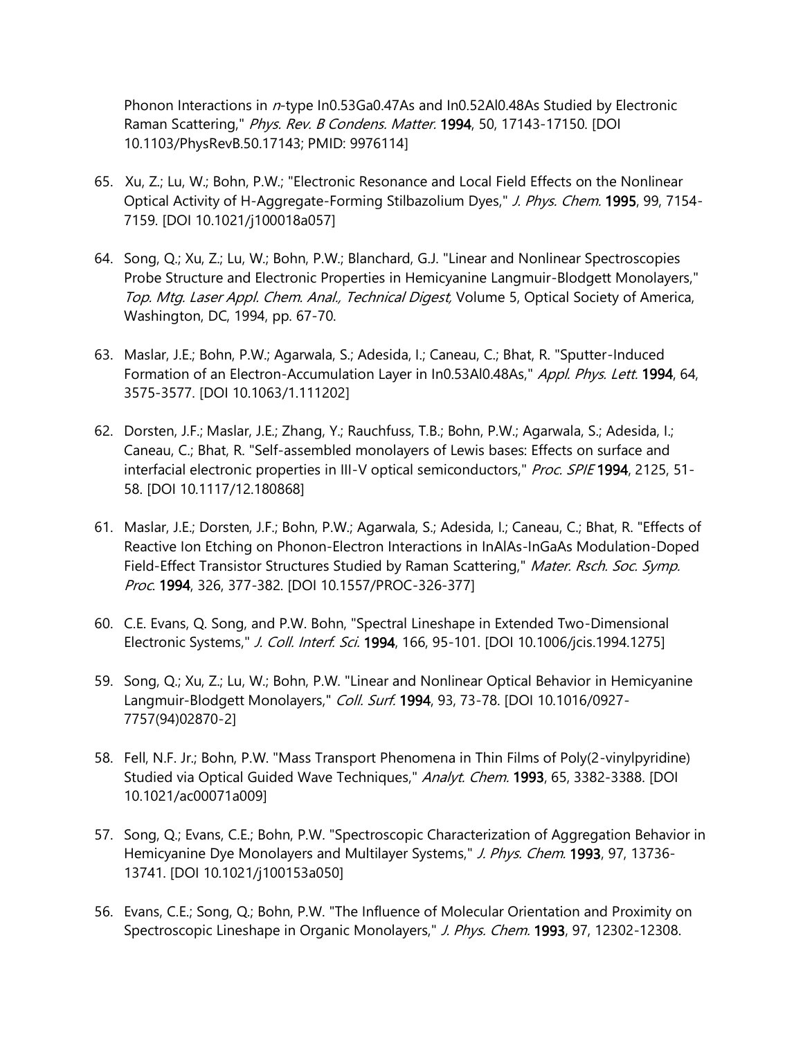Phonon Interactions in *n*-type $In_{0.53}Ga_{0.47}As$ and $In_{0.52}Al_{0.48}As$ Studied by Electronic Raman Scattering," *Phys. Rev. B Condens. Matter.* **1994**, 50, 17143-17150. [DOI 10.1103/PhysRevB.50.17143; PMID: 9976114]

65. Xu, Z.; Lu, W.; Bohn, P.W.; "Electronic Resonance and Local Field Effects on the Nonlinear Optical Activity of H-Aggregate-Forming Stilbazolium Dyes," *J. Phys. Chem.* **1995**, 99, 7154-7159. [DOI 10.1021/j100018a057]

64. Song, Q.; Xu, Z.; Lu, W.; Bohn, P.W.; Blanchard, G.J. "Linear and Nonlinear Spectroscopies Probe Structure and Electronic Properties in Hemicyanine Langmuir-Blodgett Monolayers," *Top. Mtg. Laser Appl. Chem. Anal., Technical Digest,* Volume 5, Optical Society of America, Washington, DC, 1994, pp. 67-70.

63. Maslar, J.E.; Bohn, P.W.; Agarwala, S.; Adesida, I.; Caneau, C.; Bhat, R. "Sputter-Induced Formation of an Electron-Accumulation Layer in $In_{0.53}Al_{0.48}As$," *Appl. Phys. Lett.* **1994**, 64, 3575-3577. [DOI 10.1063/1.111202]

62. Dorsten, J.F.; Maslar, J.E.; Zhang, Y.; Rauchfuss, T.B.; Bohn, P.W.; Agarwala, S.; Adesida, I.; Caneau, C.; Bhat, R. "Self-assembled monolayers of Lewis bases: Effects on surface and interfacial electronic properties in III-V optical semiconductors," *Proc. SPIE* **1994**, 2125, 51-58. [DOI 10.1117/12.180868]

61. Maslar, J.E.; Dorsten, J.F.; Bohn, P.W.; Agarwala, S.; Adesida, I.; Caneau, C.; Bhat, R. "Effects of Reactive Ion Etching on Phonon-Electron Interactions in InAlAs-InGaAs Modulation-Doped Field-Effect Transistor Structures Studied by Raman Scattering," *Mater. Rsch. Soc. Symp. Proc.* **1994**, 326, 377-382. [DOI 10.1557/PROC-326-377]

60. C.E. Evans, Q. Song, and P.W. Bohn, "Spectral Lineshape in Extended Two-Dimensional Electronic Systems," *J. Coll. Interf. Sci.* **1994**, 166, 95-101. [DOI 10.1006/jcis.1994.1275]

59. Song, Q.; Xu, Z.; Lu, W.; Bohn, P.W. "Linear and Nonlinear Optical Behavior in Hemicyanine Langmuir-Blodgett Monolayers," *Coll. Surf.* **1994**, 93, 73-78. [DOI 10.1016/0927-7757(94)02870-2]

58. Fell, N.F. Jr.; Bohn, P.W. "Mass Transport Phenomena in Thin Films of Poly(2-vinylpyridine) Studied via Optical Guided Wave Techniques," *Analyt. Chem.* **1993**, 65, 3382-3388. [DOI 10.1021/ac00071a009]

57. Song, Q.; Evans, C.E.; Bohn, P.W. "Spectroscopic Characterization of Aggregation Behavior in Hemicyanine Dye Monolayers and Multilayer Systems," *J. Phys. Chem.* **1993**, 97, 13736-13741. [DOI 10.1021/j100153a050]

56. Evans, C.E.; Song, Q.; Bohn, P.W. "The Influence of Molecular Orientation and Proximity on Spectroscopic Lineshape in Organic Monolayers," *J. Phys. Chem.* **1993**, 97, 12302-12308.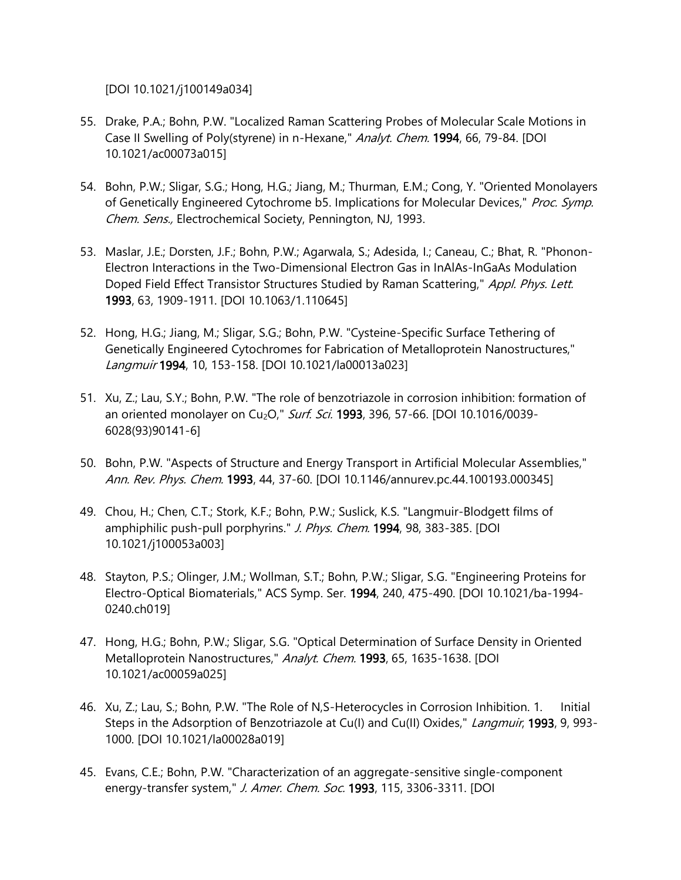[DOI 10.1021/j100149a034]

55. Drake, P.A.; Bohn, P.W. "Localized Raman Scattering Probes of Molecular Scale Motions in Case II Swelling of Poly(styrene) in n-Hexane," *Analyt. Chem.* **1994**, 66, 79-84. [DOI 10.1021/ac00073a015]

54. Bohn, P.W.; Sligar, S.G.; Hong, H.G.; Jiang, M.; Thurman, E.M.; Cong, Y. "Oriented Monolayers of Genetically Engineered Cytochrome b5. Implications for Molecular Devices," *Proc. Symp. Chem. Sens.,* Electrochemical Society, Pennington, NJ, 1993.

53. Maslar, J.E.; Dorsten, J.F.; Bohn, P.W.; Agarwala, S.; Adesida, I.; Caneau, C.; Bhat, R. "Phonon-Electron Interactions in the Two-Dimensional Electron Gas in InAlAs-InGaAs Modulation Doped Field Effect Transistor Structures Studied by Raman Scattering," *Appl. Phys. Lett.* **1993**, 63, 1909-1911. [DOI 10.1063/1.110645]

52. Hong, H.G.; Jiang, M.; Sligar, S.G.; Bohn, P.W. "Cysteine-Specific Surface Tethering of Genetically Engineered Cytochromes for Fabrication of Metalloprotein Nanostructures," *Langmuir* **1994**, 10, 153-158. [DOI 10.1021/la00013a023]

51. Xu, Z.; Lau, S.Y.; Bohn, P.W. "The role of benzotriazole in corrosion inhibition: formation of an oriented monolayer on $Cu_2O$," *Surf. Sci.* **1993**, 396, 57-66. [DOI 10.1016/0039-6028(93)90141-6]

50. Bohn, P.W. "Aspects of Structure and Energy Transport in Artificial Molecular Assemblies," *Ann. Rev. Phys. Chem.* **1993**, 44, 37-60. [DOI 10.1146/annurev.pc.44.100193.000345]

49. Chou, H.; Chen, C.T.; Stork, K.F.; Bohn, P.W.; Suslick, K.S. "Langmuir-Blodgett films of amphiphilic push-pull porphyrins." *J. Phys. Chem.* **1994**, 98, 383-385. [DOI 10.1021/j100053a003]

48. Stayton, P.S.; Olinger, J.M.; Wollman, S.T.; Bohn, P.W.; Sligar, S.G. "Engineering Proteins for Electro-Optical Biomaterials," ACS Symp. Ser. **1994**, 240, 475-490. [DOI 10.1021/ba-1994-0240.ch019]

47. Hong, H.G.; Bohn, P.W.; Sligar, S.G. "Optical Determination of Surface Density in Oriented Metalloprotein Nanostructures," *Analyt. Chem.* **1993**, 65, 1635-1638. [DOI 10.1021/ac00059a025]

46. Xu, Z.; Lau, S.; Bohn, P.W. "The Role of N,S-Heterocycles in Corrosion Inhibition. 1. Initial Steps in the Adsorption of Benzotriazole at Cu(I) and Cu(II) Oxides," *Langmuir*, **1993**, 9, 993-1000. [DOI 10.1021/la00028a019]

45. Evans, C.E.; Bohn, P.W. "Characterization of an aggregate-sensitive single-component energy-transfer system," *J. Amer. Chem. Soc.* **1993**, 115, 3306-3311. [DOI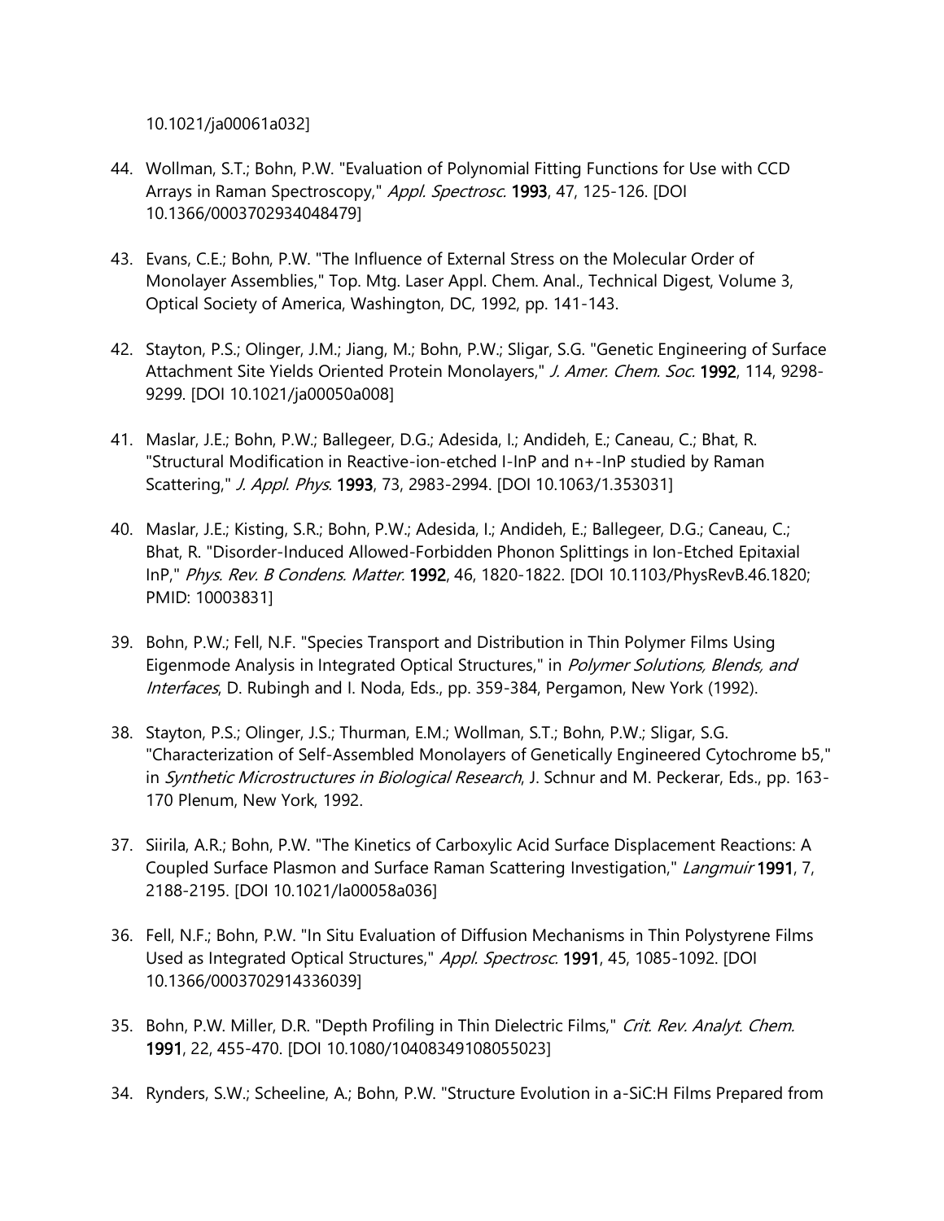10.1021/ja00061a032]

44. Wollman, S.T.; Bohn, P.W. "Evaluation of Polynomial Fitting Functions for Use with CCD Arrays in Raman Spectroscopy," *Appl. Spectrosc.* **1993**, 47, 125-126. [DOI 10.1366/0003702934048479]

43. Evans, C.E.; Bohn, P.W. "The Influence of External Stress on the Molecular Order of Monolayer Assemblies," Top. Mtg. Laser Appl. Chem. Anal., Technical Digest, Volume 3, Optical Society of America, Washington, DC, 1992, pp. 141-143.

42. Stayton, P.S.; Olinger, J.M.; Jiang, M.; Bohn, P.W.; Sligar, S.G. "Genetic Engineering of Surface Attachment Site Yields Oriented Protein Monolayers," *J. Amer. Chem. Soc.* **1992**, 114, 9298-9299. [DOI 10.1021/ja00050a008]

41. Maslar, J.E.; Bohn, P.W.; Ballegeer, D.G.; Adesida, I.; Andideh, E.; Caneau, C.; Bhat, R. "Structural Modification in Reactive-ion-etched I-InP and n+-InP studied by Raman Scattering," *J. Appl. Phys.* **1993**, 73, 2983-2994. [DOI 10.1063/1.353031]

40. Maslar, J.E.; Kisting, S.R.; Bohn, P.W.; Adesida, I.; Andideh, E.; Ballegeer, D.G.; Caneau, C.; Bhat, R. "Disorder-Induced Allowed-Forbidden Phonon Splittings in Ion-Etched Epitaxial InP," *Phys. Rev. B Condens. Matter.* **1992**, 46, 1820-1822. [DOI 10.1103/PhysRevB.46.1820; PMID: 10003831]

39. Bohn, P.W.; Fell, N.F. "Species Transport and Distribution in Thin Polymer Films Using Eigenmode Analysis in Integrated Optical Structures," in *Polymer Solutions, Blends, and Interfaces*, D. Rubingh and I. Noda, Eds., pp. 359-384, Pergamon, New York (1992).

38. Stayton, P.S.; Olinger, J.S.; Thurman, E.M.; Wollman, S.T.; Bohn, P.W.; Sligar, S.G. "Characterization of Self-Assembled Monolayers of Genetically Engineered Cytochrome b5," in *Synthetic Microstructures in Biological Research*, J. Schnur and M. Peckerar, Eds., pp. 163-170 Plenum, New York, 1992.

37. Siirila, A.R.; Bohn, P.W. "The Kinetics of Carboxylic Acid Surface Displacement Reactions: A Coupled Surface Plasmon and Surface Raman Scattering Investigation," *Langmuir* **1991**, 7, 2188-2195. [DOI 10.1021/la00058a036]

36. Fell, N.F.; Bohn, P.W. "In Situ Evaluation of Diffusion Mechanisms in Thin Polystyrene Films Used as Integrated Optical Structures," *Appl. Spectrosc.* **1991**, 45, 1085-1092. [DOI 10.1366/0003702914336039]

35. Bohn, P.W. Miller, D.R. "Depth Profiling in Thin Dielectric Films," *Crit. Rev. Analyt. Chem.* **1991**, 22, 455-470. [DOI 10.1080/10408349108055023]

34. Rynders, S.W.; Scheeline, A.; Bohn, P.W. "Structure Evolution in a-SiC:H Films Prepared from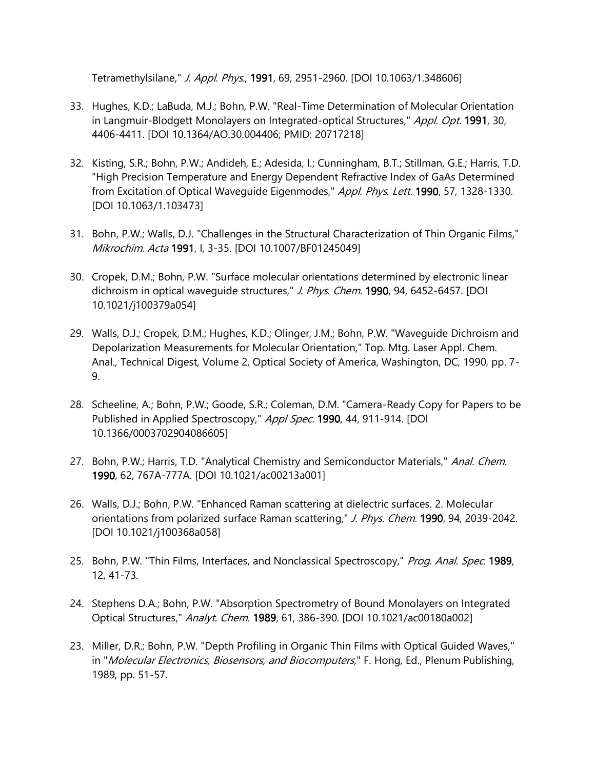Tetramethylsilane," *J. Appl. Phys.*, **1991**, 69, 2951-2960. [DOI 10.1063/1.348606]

33. Hughes, K.D.; LaBuda, M.J.; Bohn, P.W. "Real-Time Determination of Molecular Orientation in Langmuir-Blodgett Monolayers on Integrated-optical Structures," *Appl. Opt.* **1991**, 30, 4406-4411. [DOI 10.1364/AO.30.004406; PMID: 20717218]

32. Kisting, S.R.; Bohn, P.W.; Andideh, E.; Adesida, I.; Cunningham, B.T.; Stillman, G.E.; Harris, T.D. "High Precision Temperature and Energy Dependent Refractive Index of GaAs Determined from Excitation of Optical Waveguide Eigenmodes," *Appl. Phys. Lett.* **1990**, 57, 1328-1330. [DOI 10.1063/1.103473]

31. Bohn, P.W.; Walls, D.J. "Challenges in the Structural Characterization of Thin Organic Films," *Mikrochim. Acta* **1991**, I, 3-35. [DOI 10.1007/BF01245049]

30. Cropek, D.M.; Bohn, P.W. "Surface molecular orientations determined by electronic linear dichroism in optical waveguide structures," *J. Phys. Chem.* **1990**, 94, 6452-6457. [DOI 10.1021/j100379a054]

29. Walls, D.J.; Cropek, D.M.; Hughes, K.D.; Olinger, J.M.; Bohn, P.W. "Waveguide Dichroism and Depolarization Measurements for Molecular Orientation," Top. Mtg. Laser Appl. Chem. Anal., Technical Digest, Volume 2, Optical Society of America, Washington, DC, 1990, pp. 7-9.

28. Scheeline, A.; Bohn, P.W.; Goode, S.R.; Coleman, D.M. "Camera-Ready Copy for Papers to be Published in Applied Spectroscopy," *Appl Spec.* **1990**, 44, 911-914. [DOI 10.1366/0003702904086605]

27. Bohn, P.W.; Harris, T.D. "Analytical Chemistry and Semiconductor Materials," *Anal. Chem.* **1990**, 62, 767A-777A. [DOI 10.1021/ac00213a001]

26. Walls, D.J.; Bohn, P.W. "Enhanced Raman scattering at dielectric surfaces. 2. Molecular orientations from polarized surface Raman scattering," *J. Phys. Chem.* **1990**, 94, 2039-2042. [DOI 10.1021/j100368a058]

25. Bohn, P.W. "Thin Films, Interfaces, and Nonclassical Spectroscopy," *Prog. Anal. Spec.* **1989**, 12, 41-73.

24. Stephens D.A.; Bohn, P.W. "Absorption Spectrometry of Bound Monolayers on Integrated Optical Structures," *Analyt. Chem.* **1989**, 61, 386-390. [DOI 10.1021/ac00180a002]

23. Miller, D.R.; Bohn, P.W. "Depth Profiling in Organic Thin Films with Optical Guided Waves," in "*Molecular Electronics, Biosensors, and Biocomputers,*" F. Hong, Ed., Plenum Publishing, 1989, pp. 51-57.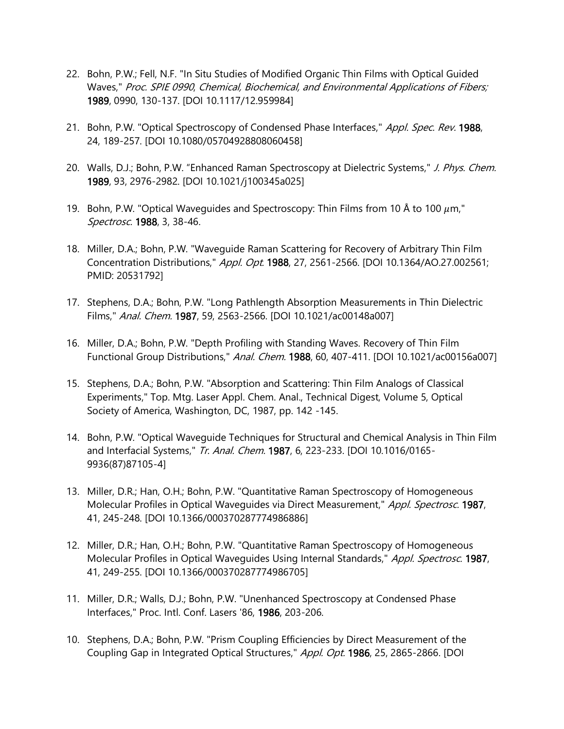22. Bohn, P.W.; Fell, N.F. "In Situ Studies of Modified Organic Thin Films with Optical Guided Waves," *Proc. SPIE 0990, Chemical, Biochemical, and Environmental Applications of Fibers;* **1989**, 0990, 130-137. [DOI 10.1117/12.959984]

21. Bohn, P.W. "Optical Spectroscopy of Condensed Phase Interfaces," *Appl. Spec. Rev.* **1988**, 24, 189-257. [DOI 10.1080/05704928808060458]

20. Walls, D.J.; Bohn, P.W. "Enhanced Raman Spectroscopy at Dielectric Systems," *J. Phys. Chem.* **1989**, 93, 2976-2982. [DOI 10.1021/j100345a025]

19. Bohn, P.W. "Optical Waveguides and Spectroscopy: Thin Films from 10 Å to 100 $\mu$m," *Spectrosc.* **1988**, 3, 38-46.

18. Miller, D.A.; Bohn, P.W. "Waveguide Raman Scattering for Recovery of Arbitrary Thin Film Concentration Distributions," *Appl. Opt.* **1988**, 27, 2561-2566. [DOI 10.1364/AO.27.002561; PMID: 20531792]

17. Stephens, D.A.; Bohn, P.W. "Long Pathlength Absorption Measurements in Thin Dielectric Films," *Anal. Chem.* **1987**, 59, 2563-2566. [DOI 10.1021/ac00148a007]

16. Miller, D.A.; Bohn, P.W. "Depth Profiling with Standing Waves. Recovery of Thin Film Functional Group Distributions," *Anal. Chem.* **1988**, 60, 407-411. [DOI 10.1021/ac00156a007]

15. Stephens, D.A.; Bohn, P.W. "Absorption and Scattering: Thin Film Analogs of Classical Experiments," Top. Mtg. Laser Appl. Chem. Anal., Technical Digest, Volume 5, Optical Society of America, Washington, DC, 1987, pp. 142 -145.

14. Bohn, P.W. "Optical Waveguide Techniques for Structural and Chemical Analysis in Thin Film and Interfacial Systems," *Tr. Anal. Chem.* **1987**, 6, 223-233. [DOI 10.1016/0165-9936(87)87105-4]

13. Miller, D.R.; Han, O.H.; Bohn, P.W. "Quantitative Raman Spectroscopy of Homogeneous Molecular Profiles in Optical Waveguides via Direct Measurement," *Appl. Spectrosc.* **1987**, 41, 245-248. [DOI 10.1366/000370287774986886]

12. Miller, D.R.; Han, O.H.; Bohn, P.W. "Quantitative Raman Spectroscopy of Homogeneous Molecular Profiles in Optical Waveguides Using Internal Standards," *Appl. Spectrosc.* **1987**, 41, 249-255. [DOI 10.1366/000370287774986705]

11. Miller, D.R.; Walls, D.J.; Bohn, P.W. "Unenhanced Spectroscopy at Condensed Phase Interfaces," Proc. Intl. Conf. Lasers '86, **1986**, 203-206.

10. Stephens, D.A.; Bohn, P.W. "Prism Coupling Efficiencies by Direct Measurement of the Coupling Gap in Integrated Optical Structures," *Appl. Opt.* **1986**, 25, 2865-2866. [DOI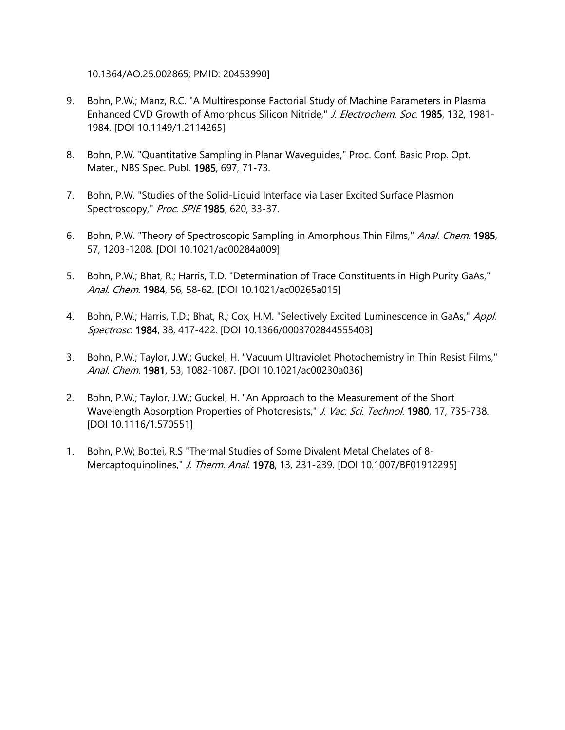10.1364/AO.25.002865; PMID: 20453990]

9. Bohn, P.W.; Manz, R.C. "A Multiresponse Factorial Study of Machine Parameters in Plasma Enhanced CVD Growth of Amorphous Silicon Nitride," *J. Electrochem. Soc.* **1985**, 132, 1981-1984. [DOI 10.1149/1.2114265]

8. Bohn, P.W. "Quantitative Sampling in Planar Waveguides," Proc. Conf. Basic Prop. Opt. Mater., NBS Spec. Publ. **1985**, 697, 71-73.

7. Bohn, P.W. "Studies of the Solid-Liquid Interface via Laser Excited Surface Plasmon Spectroscopy," *Proc. SPIE* **1985**, 620, 33-37.

6. Bohn, P.W. "Theory of Spectroscopic Sampling in Amorphous Thin Films," *Anal. Chem.* **1985**, 57, 1203-1208. [DOI 10.1021/ac00284a009]

5. Bohn, P.W.; Bhat, R.; Harris, T.D. "Determination of Trace Constituents in High Purity GaAs," *Anal. Chem.* **1984**, 56, 58-62. [DOI 10.1021/ac00265a015]

4. Bohn, P.W.; Harris, T.D.; Bhat, R.; Cox, H.M. "Selectively Excited Luminescence in GaAs," *Appl. Spectrosc.* **1984**, 38, 417-422. [DOI 10.1366/0003702844555403]

3. Bohn, P.W.; Taylor, J.W.; Guckel, H. "Vacuum Ultraviolet Photochemistry in Thin Resist Films," *Anal. Chem.* **1981**, 53, 1082-1087. [DOI 10.1021/ac00230a036]

2. Bohn, P.W.; Taylor, J.W.; Guckel, H. "An Approach to the Measurement of the Short Wavelength Absorption Properties of Photoresists," *J. Vac. Sci. Technol.* **1980**, 17, 735-738. [DOI 10.1116/1.570551]

1. Bohn, P.W; Bottei, R.S "Thermal Studies of Some Divalent Metal Chelates of 8-Mercaptoquinolines," *J. Therm. Anal.* **1978**, 13, 231-239. [DOI 10.1007/BF01912295]